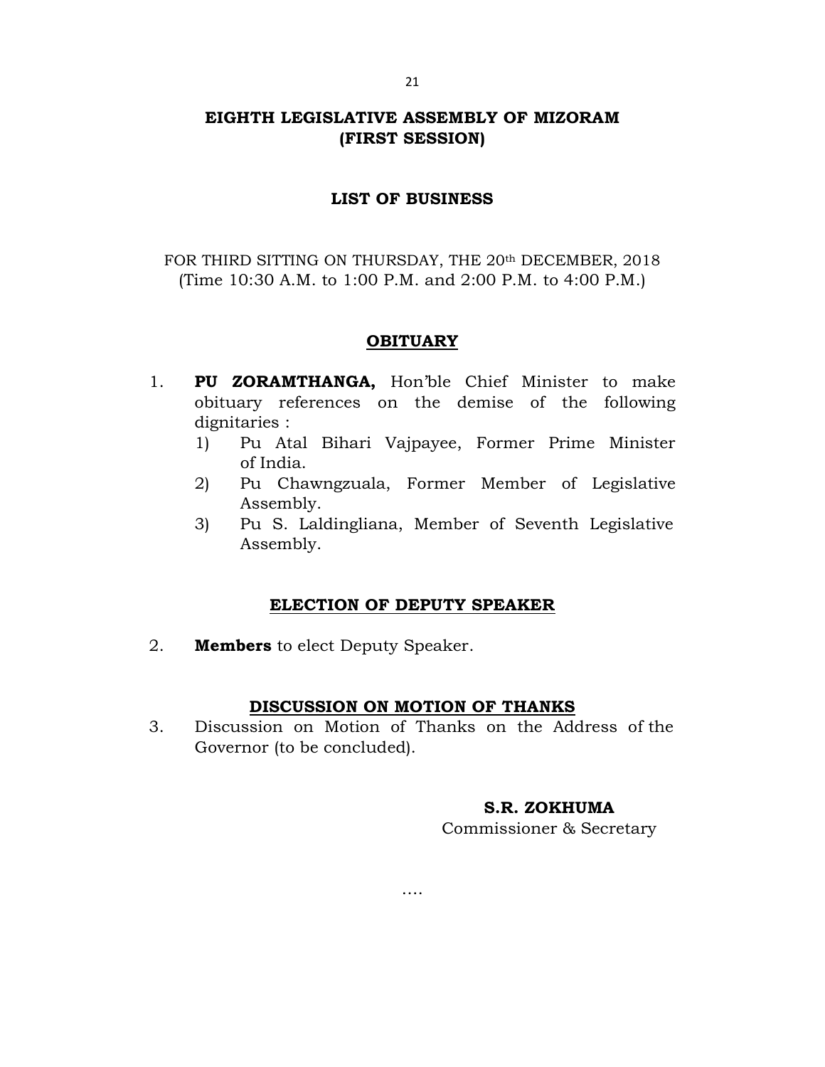# EIGHTH LEGISLATIVE ASSEMBLY OF MIZORAM
# (FIRST SESSION)

## LIST OF BUSINESS

FOR THIRD SITTING ON THURSDAY, THE 20th DECEMBER, 2018
(Time 10:30 A.M. to 1:00 P.M. and 2:00 P.M. to 4:00 P.M.)

### OBITUARY

1. **PU ZORAMTHANGA,** Hon'ble Chief Minister to make obituary references on the demise of the following dignitaries :
   1) Pu Atal Bihari Vajpayee, Former Prime Minister of India.
   2) Pu Chawngzuala, Former Member of Legislative Assembly.
   3) Pu S. Laldingliana, Member of Seventh Legislative Assembly.

### ELECTION OF DEPUTY SPEAKER

2. **Members** to elect Deputy Speaker.

### DISCUSSION ON MOTION OF THANKS

3. Discussion on Motion of Thanks on the Address of the Governor (to be concluded).

**S.R. ZOKHUMA**
Commissioner & Secretary

….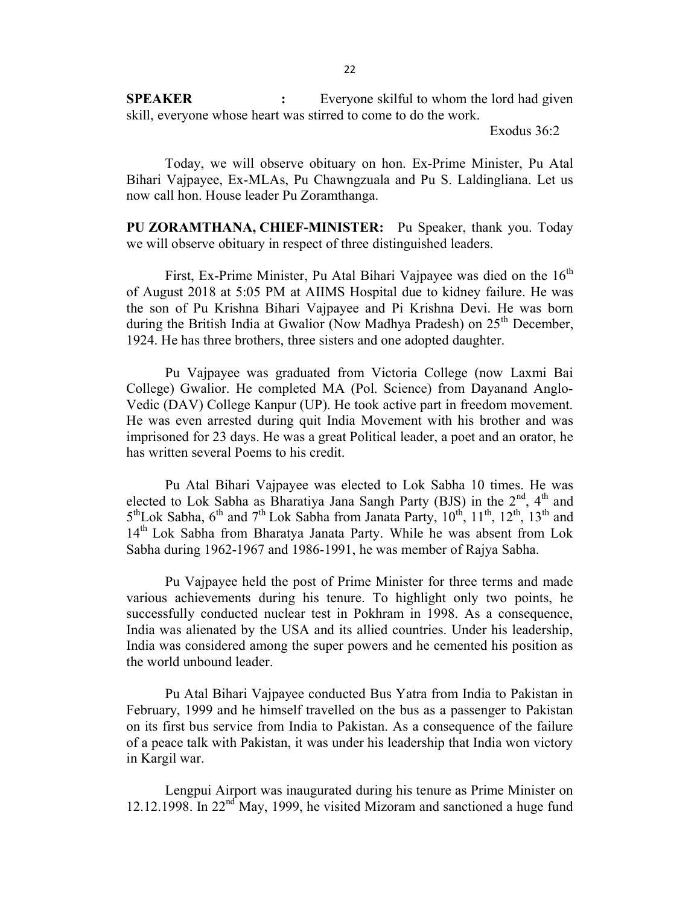**SPEAKER :** Everyone skilful to whom the lord had given skill, everyone whose heart was stirred to come to do the work.

Exodus 36:2

Today, we will observe obituary on hon. Ex-Prime Minister, Pu Atal Bihari Vajpayee, Ex-MLAs, Pu Chawngzuala and Pu S. Laldingliana. Let us now call hon. House leader Pu Zoramthanga.

**PU ZORAMTHANA, CHIEF-MINISTER:** Pu Speaker, thank you. Today we will observe obituary in respect of three distinguished leaders.

First, Ex-Prime Minister, Pu Atal Bihari Vajpayee was died on the 16th of August 2018 at 5:05 PM at AIIMS Hospital due to kidney failure. He was the son of Pu Krishna Bihari Vajpayee and Pi Krishna Devi. He was born during the British India at Gwalior (Now Madhya Pradesh) on 25th December, 1924. He has three brothers, three sisters and one adopted daughter.

Pu Vajpayee was graduated from Victoria College (now Laxmi Bai College) Gwalior. He completed MA (Pol. Science) from Dayanand Anglo-Vedic (DAV) College Kanpur (UP). He took active part in freedom movement. He was even arrested during quit India Movement with his brother and was imprisoned for 23 days. He was a great Political leader, a poet and an orator, he has written several Poems to his credit.

Pu Atal Bihari Vajpayee was elected to Lok Sabha 10 times. He was elected to Lok Sabha as Bharatiya Jana Sangh Party (BJS) in the 2nd, 4th and 5th Lok Sabha, 6th and 7th Lok Sabha from Janata Party, 10th, 11th, 12th, 13th and 14th Lok Sabha from Bharatya Janata Party. While he was absent from Lok Sabha during 1962-1967 and 1986-1991, he was member of Rajya Sabha.

Pu Vajpayee held the post of Prime Minister for three terms and made various achievements during his tenure. To highlight only two points, he successfully conducted nuclear test in Pokhram in 1998. As a consequence, India was alienated by the USA and its allied countries. Under his leadership, India was considered among the super powers and he cemented his position as the world unbound leader.

Pu Atal Bihari Vajpayee conducted Bus Yatra from India to Pakistan in February, 1999 and he himself travelled on the bus as a passenger to Pakistan on its first bus service from India to Pakistan. As a consequence of the failure of a peace talk with Pakistan, it was under his leadership that India won victory in Kargil war.

Lengpui Airport was inaugurated during his tenure as Prime Minister on 12.12.1998. In 22nd May, 1999, he visited Mizoram and sanctioned a huge fund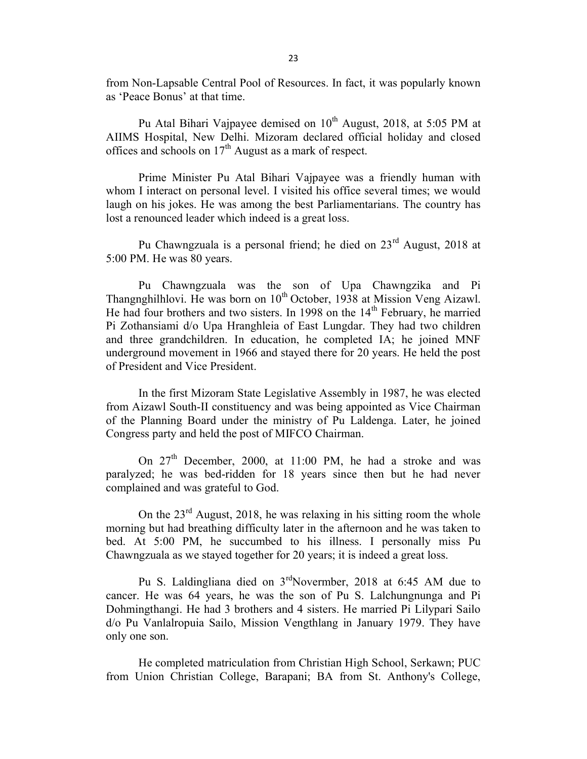from Non-Lapsable Central Pool of Resources. In fact, it was popularly known as 'Peace Bonus' at that time.

Pu Atal Bihari Vajpayee demised on 10th August, 2018, at 5:05 PM at AIIMS Hospital, New Delhi. Mizoram declared official holiday and closed offices and schools on 17th August as a mark of respect.

Prime Minister Pu Atal Bihari Vajpayee was a friendly human with whom I interact on personal level. I visited his office several times; we would laugh on his jokes. He was among the best Parliamentarians. The country has lost a renounced leader which indeed is a great loss.

Pu Chawngzuala is a personal friend; he died on 23rd August, 2018 at 5:00 PM. He was 80 years.

Pu Chawngzuala was the son of Upa Chawngzika and Pi Thangnghilhlovi. He was born on 10th October, 1938 at Mission Veng Aizawl. He had four brothers and two sisters. In 1998 on the 14th February, he married Pi Zothansiami d/o Upa Hranghleia of East Lungdar. They had two children and three grandchildren. In education, he completed IA; he joined MNF underground movement in 1966 and stayed there for 20 years. He held the post of President and Vice President.

In the first Mizoram State Legislative Assembly in 1987, he was elected from Aizawl South-II constituency and was being appointed as Vice Chairman of the Planning Board under the ministry of Pu Laldenga. Later, he joined Congress party and held the post of MIFCO Chairman.

On 27th December, 2000, at 11:00 PM, he had a stroke and was paralyzed; he was bed-ridden for 18 years since then but he had never complained and was grateful to God.

On the 23rd August, 2018, he was relaxing in his sitting room the whole morning but had breathing difficulty later in the afternoon and he was taken to bed. At 5:00 PM, he succumbed to his illness. I personally miss Pu Chawngzuala as we stayed together for 20 years; it is indeed a great loss.

Pu S. Laldingliana died on 3rdNovermber, 2018 at 6:45 AM due to cancer. He was 64 years, he was the son of Pu S. Lalchungnunga and Pi Dohmingthangi. He had 3 brothers and 4 sisters. He married Pi Lilypari Sailo d/o Pu Vanlalropuia Sailo, Mission Vengthlang in January 1979. They have only one son.

He completed matriculation from Christian High School, Serkawn; PUC from Union Christian College, Barapani; BA from St. Anthony's College,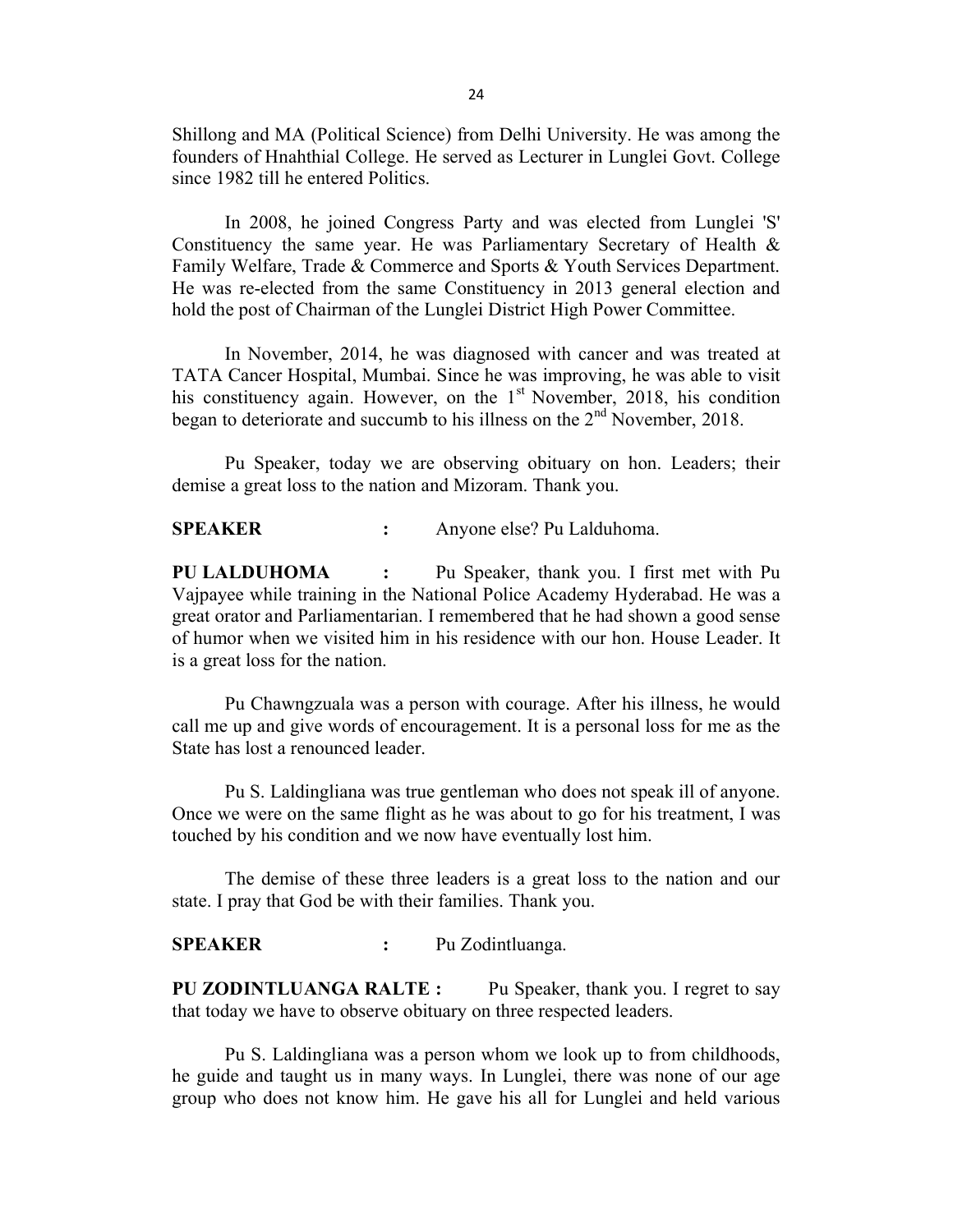Shillong and MA (Political Science) from Delhi University. He was among the founders of Hnahthial College. He served as Lecturer in Lunglei Govt. College since 1982 till he entered Politics.

In 2008, he joined Congress Party and was elected from Lunglei 'S' Constituency the same year. He was Parliamentary Secretary of Health & Family Welfare, Trade & Commerce and Sports & Youth Services Department. He was re-elected from the same Constituency in 2013 general election and hold the post of Chairman of the Lunglei District High Power Committee.

In November, 2014, he was diagnosed with cancer and was treated at TATA Cancer Hospital, Mumbai. Since he was improving, he was able to visit his constituency again. However, on the 1st November, 2018, his condition began to deteriorate and succumb to his illness on the 2nd November, 2018.

Pu Speaker, today we are observing obituary on hon. Leaders; their demise a great loss to the nation and Mizoram. Thank you.

**SPEAKER :** Anyone else? Pu Lalduhoma.

**PU LALDUHOMA :** Pu Speaker, thank you. I first met with Pu Vajpayee while training in the National Police Academy Hyderabad. He was a great orator and Parliamentarian. I remembered that he had shown a good sense of humor when we visited him in his residence with our hon. House Leader. It is a great loss for the nation.

Pu Chawngzuala was a person with courage. After his illness, he would call me up and give words of encouragement. It is a personal loss for me as the State has lost a renounced leader.

Pu S. Laldingliana was true gentleman who does not speak ill of anyone. Once we were on the same flight as he was about to go for his treatment, I was touched by his condition and we now have eventually lost him.

The demise of these three leaders is a great loss to the nation and our state. I pray that God be with their families. Thank you.

**SPEAKER :** Pu Zodintluanga.

**PU ZODINTLUANGA RALTE :** Pu Speaker, thank you. I regret to say that today we have to observe obituary on three respected leaders.

Pu S. Laldingliana was a person whom we look up to from childhoods, he guide and taught us in many ways. In Lunglei, there was none of our age group who does not know him. He gave his all for Lunglei and held various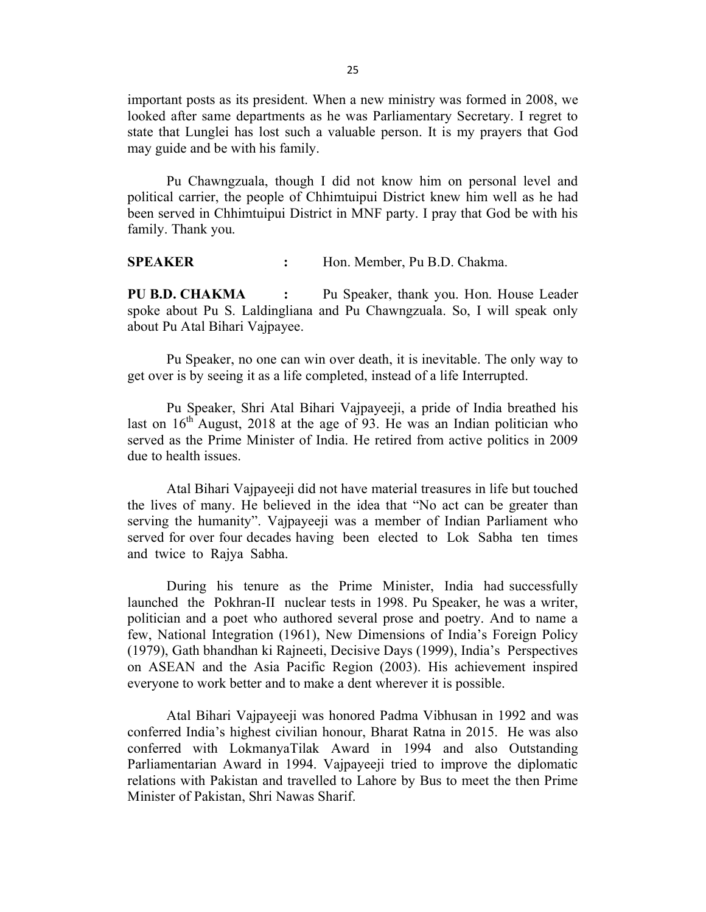important posts as its president. When a new ministry was formed in 2008, we looked after same departments as he was Parliamentary Secretary. I regret to state that Lunglei has lost such a valuable person. It is my prayers that God may guide and be with his family.

Pu Chawngzuala, though I did not know him on personal level and political carrier, the people of Chhimtuipui District knew him well as he had been served in Chhimtuipui District in MNF party. I pray that God be with his family. Thank you.

**SPEAKER :** Hon. Member, Pu B.D. Chakma.

**PU B.D. CHAKMA :** Pu Speaker, thank you. Hon. House Leader spoke about Pu S. Laldingliana and Pu Chawngzuala. So, I will speak only about Pu Atal Bihari Vajpayee.

Pu Speaker, no one can win over death, it is inevitable. The only way to get over is by seeing it as a life completed, instead of a life Interrupted.

Pu Speaker, Shri Atal Bihari Vajpayeeji, a pride of India breathed his last on 16th August, 2018 at the age of 93. He was an Indian politician who served as the Prime Minister of India. He retired from active politics in 2009 due to health issues.

Atal Bihari Vajpayeeji did not have material treasures in life but touched the lives of many. He believed in the idea that "No act can be greater than serving the humanity". Vajpayeeji was a member of Indian Parliament who served for over four decades having been elected to Lok Sabha ten times and twice to Rajya Sabha.

During his tenure as the Prime Minister, India had successfully launched the Pokhran-II nuclear tests in 1998. Pu Speaker, he was a writer, politician and a poet who authored several prose and poetry. And to name a few, National Integration (1961), New Dimensions of India's Foreign Policy (1979), Gath bhandhan ki Rajneeti, Decisive Days (1999), India's Perspectives on ASEAN and the Asia Pacific Region (2003). His achievement inspired everyone to work better and to make a dent wherever it is possible.

Atal Bihari Vajpayeeji was honored Padma Vibhusan in 1992 and was conferred India's highest civilian honour, Bharat Ratna in 2015. He was also conferred with LokmanyaTilak Award in 1994 and also Outstanding Parliamentarian Award in 1994. Vajpayeeji tried to improve the diplomatic relations with Pakistan and travelled to Lahore by Bus to meet the then Prime Minister of Pakistan, Shri Nawas Sharif.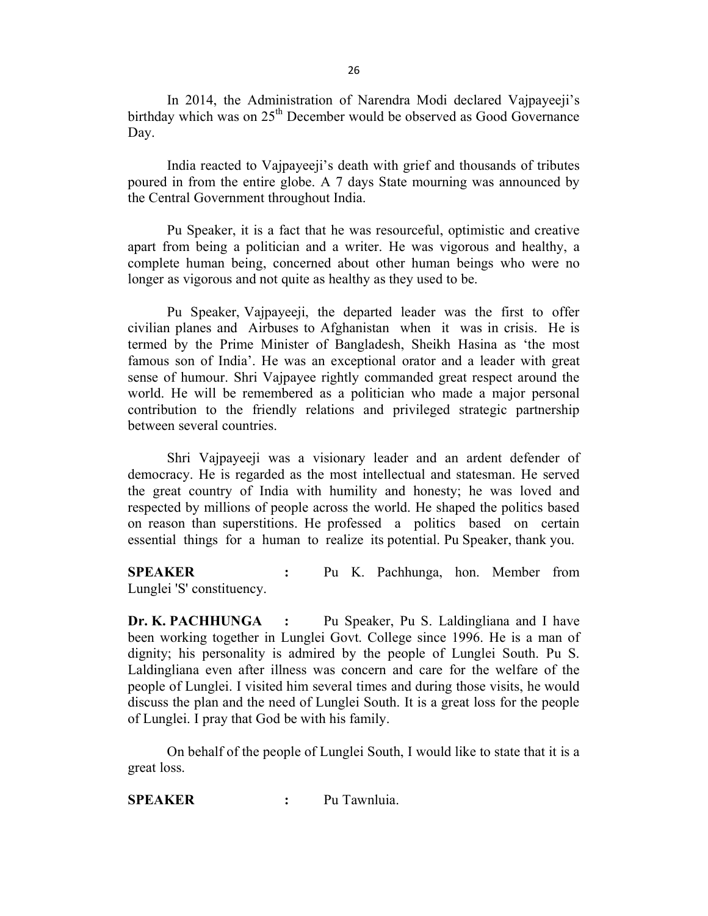In 2014, the Administration of Narendra Modi declared Vajpayeeji's birthday which was on 25th December would be observed as Good Governance Day.

India reacted to Vajpayeeji's death with grief and thousands of tributes poured in from the entire globe. A 7 days State mourning was announced by the Central Government throughout India.

Pu Speaker, it is a fact that he was resourceful, optimistic and creative apart from being a politician and a writer. He was vigorous and healthy, a complete human being, concerned about other human beings who were no longer as vigorous and not quite as healthy as they used to be.

Pu Speaker, Vajpayeeji, the departed leader was the first to offer civilian planes and Airbuses to Afghanistan when it was in crisis. He is termed by the Prime Minister of Bangladesh, Sheikh Hasina as 'the most famous son of India'. He was an exceptional orator and a leader with great sense of humour. Shri Vajpayee rightly commanded great respect around the world. He will be remembered as a politician who made a major personal contribution to the friendly relations and privileged strategic partnership between several countries.

Shri Vajpayeeji was a visionary leader and an ardent defender of democracy. He is regarded as the most intellectual and statesman. He served the great country of India with humility and honesty; he was loved and respected by millions of people across the world. He shaped the politics based on reason than superstitions. He professed a politics based on certain essential things for a human to realize its potential. Pu Speaker, thank you.

**SPEAKER** : Pu K. Pachhunga, hon. Member from Lunglei 'S' constituency.

**Dr. K. PACHHUNGA** : Pu Speaker, Pu S. Laldingliana and I have been working together in Lunglei Govt. College since 1996. He is a man of dignity; his personality is admired by the people of Lunglei South. Pu S. Laldingliana even after illness was concern and care for the welfare of the people of Lunglei. I visited him several times and during those visits, he would discuss the plan and the need of Lunglei South. It is a great loss for the people of Lunglei. I pray that God be with his family.

On behalf of the people of Lunglei South, I would like to state that it is a great loss.

**SPEAKER** : Pu Tawnluia.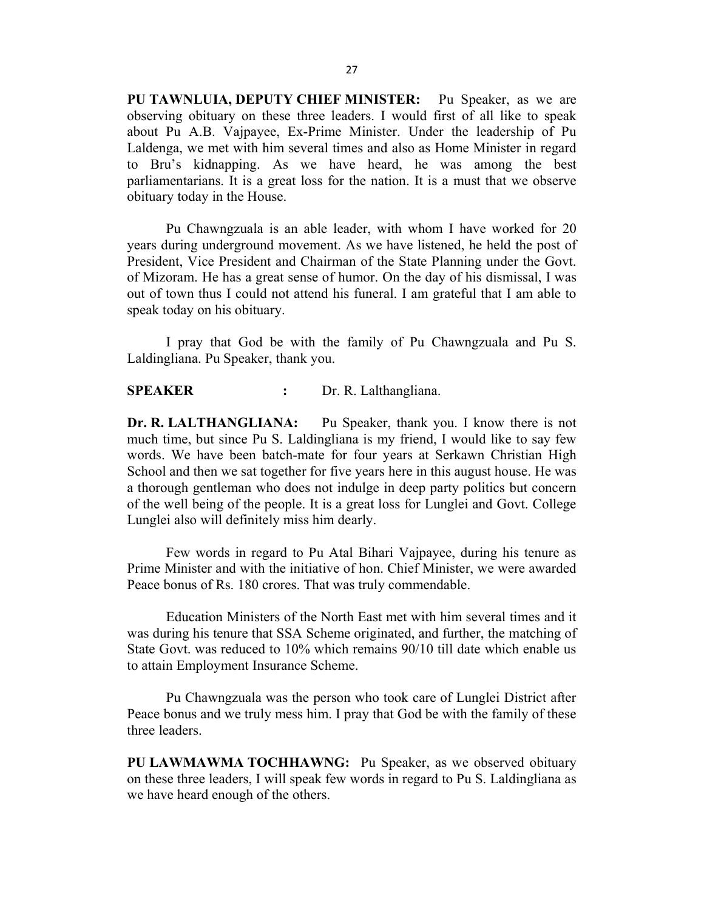**PU TAWNLUIA, DEPUTY CHIEF MINISTER:** Pu Speaker, as we are observing obituary on these three leaders. I would first of all like to speak about Pu A.B. Vajpayee, Ex-Prime Minister. Under the leadership of Pu Laldenga, we met with him several times and also as Home Minister in regard to Bru's kidnapping. As we have heard, he was among the best parliamentarians. It is a great loss for the nation. It is a must that we observe obituary today in the House.

Pu Chawngzuala is an able leader, with whom I have worked for 20 years during underground movement. As we have listened, he held the post of President, Vice President and Chairman of the State Planning under the Govt. of Mizoram. He has a great sense of humor. On the day of his dismissal, I was out of town thus I could not attend his funeral. I am grateful that I am able to speak today on his obituary.

I pray that God be with the family of Pu Chawngzuala and Pu S. Laldingliana. Pu Speaker, thank you.

**SPEAKER :** Dr. R. Lalthangliana.

**Dr. R. LALTHANGLIANA:** Pu Speaker, thank you. I know there is not much time, but since Pu S. Laldingliana is my friend, I would like to say few words. We have been batch-mate for four years at Serkawn Christian High School and then we sat together for five years here in this august house. He was a thorough gentleman who does not indulge in deep party politics but concern of the well being of the people. It is a great loss for Lunglei and Govt. College Lunglei also will definitely miss him dearly.

Few words in regard to Pu Atal Bihari Vajpayee, during his tenure as Prime Minister and with the initiative of hon. Chief Minister, we were awarded Peace bonus of Rs. 180 crores. That was truly commendable.

Education Ministers of the North East met with him several times and it was during his tenure that SSA Scheme originated, and further, the matching of State Govt. was reduced to 10% which remains 90/10 till date which enable us to attain Employment Insurance Scheme.

Pu Chawngzuala was the person who took care of Lunglei District after Peace bonus and we truly mess him. I pray that God be with the family of these three leaders.

**PU LAWMAWMA TOCHHAWNG:** Pu Speaker, as we observed obituary on these three leaders, I will speak few words in regard to Pu S. Laldingliana as we have heard enough of the others.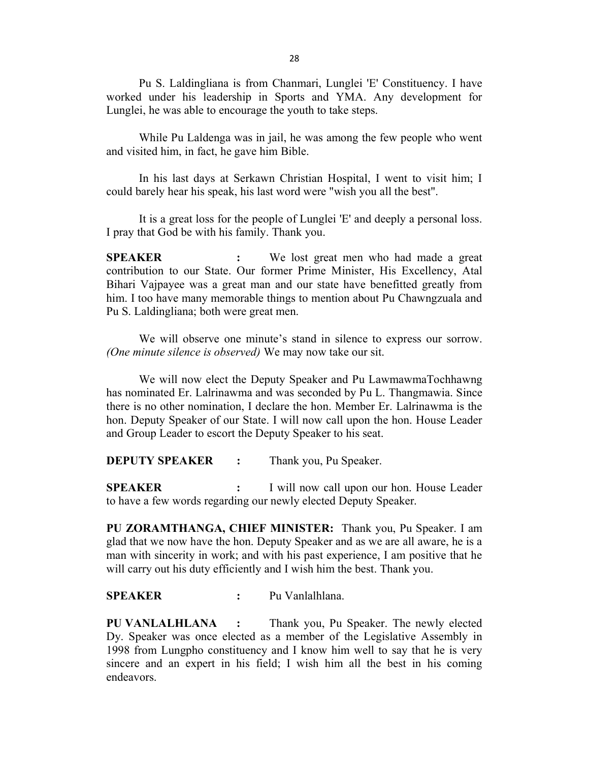Pu S. Laldingliana is from Chanmari, Lunglei 'E' Constituency. I have worked under his leadership in Sports and YMA. Any development for Lunglei, he was able to encourage the youth to take steps.

While Pu Laldenga was in jail, he was among the few people who went and visited him, in fact, he gave him Bible.

In his last days at Serkawn Christian Hospital, I went to visit him; I could barely hear his speak, his last word were "wish you all the best".

It is a great loss for the people of Lunglei 'E' and deeply a personal loss. I pray that God be with his family. Thank you.

**SPEAKER :** We lost great men who had made a great contribution to our State. Our former Prime Minister, His Excellency, Atal Bihari Vajpayee was a great man and our state have benefitted greatly from him. I too have many memorable things to mention about Pu Chawngzuala and Pu S. Laldingliana; both were great men.

We will observe one minute's stand in silence to express our sorrow. *(One minute silence is observed)* We may now take our sit.

We will now elect the Deputy Speaker and Pu LawmawmaTochhawng has nominated Er. Lalrinawma and was seconded by Pu L. Thangmawia. Since there is no other nomination, I declare the hon. Member Er. Lalrinawma is the hon. Deputy Speaker of our State. I will now call upon the hon. House Leader and Group Leader to escort the Deputy Speaker to his seat.

**DEPUTY SPEAKER :** Thank you, Pu Speaker.

**SPEAKER :** I will now call upon our hon. House Leader to have a few words regarding our newly elected Deputy Speaker.

**PU ZORAMTHANGA, CHIEF MINISTER:** Thank you, Pu Speaker. I am glad that we now have the hon. Deputy Speaker and as we are all aware, he is a man with sincerity in work; and with his past experience, I am positive that he will carry out his duty efficiently and I wish him the best. Thank you.

**SPEAKER :** Pu Vanlalhlana.

**PU VANLALHLANA :** Thank you, Pu Speaker. The newly elected Dy. Speaker was once elected as a member of the Legislative Assembly in 1998 from Lungpho constituency and I know him well to say that he is very sincere and an expert in his field; I wish him all the best in his coming endeavors.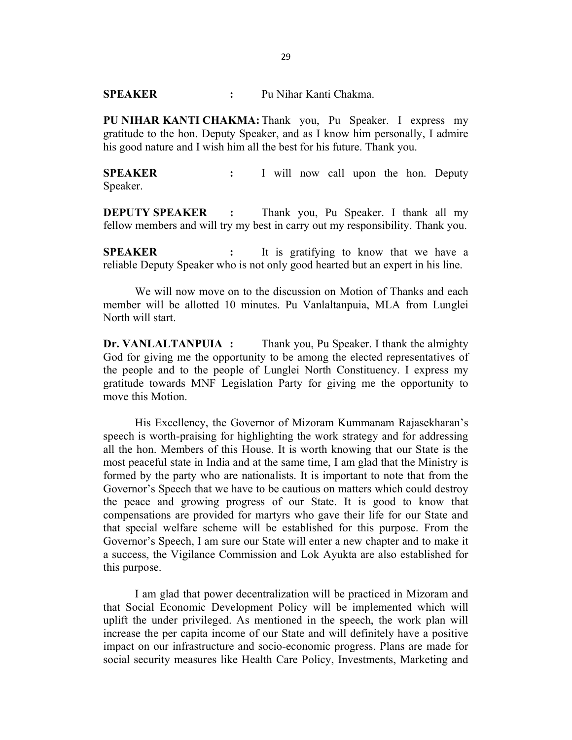**SPEAKER :** Pu Nihar Kanti Chakma.

**PU NIHAR KANTI CHAKMA:** Thank you, Pu Speaker. I express my gratitude to the hon. Deputy Speaker, and as I know him personally, I admire his good nature and I wish him all the best for his future. Thank you.

**SPEAKER :** I will now call upon the hon. Deputy Speaker.

**DEPUTY SPEAKER :** Thank you, Pu Speaker. I thank all my fellow members and will try my best in carry out my responsibility. Thank you.

**SPEAKER :** It is gratifying to know that we have a reliable Deputy Speaker who is not only good hearted but an expert in his line.

We will now move on to the discussion on Motion of Thanks and each member will be allotted 10 minutes. Pu Vanlaltanpuia, MLA from Lunglei North will start.

**Dr. VANLALTANPUIA :** Thank you, Pu Speaker. I thank the almighty God for giving me the opportunity to be among the elected representatives of the people and to the people of Lunglei North Constituency. I express my gratitude towards MNF Legislation Party for giving me the opportunity to move this Motion.

His Excellency, the Governor of Mizoram Kummanam Rajasekharan's speech is worth-praising for highlighting the work strategy and for addressing all the hon. Members of this House. It is worth knowing that our State is the most peaceful state in India and at the same time, I am glad that the Ministry is formed by the party who are nationalists. It is important to note that from the Governor's Speech that we have to be cautious on matters which could destroy the peace and growing progress of our State. It is good to know that compensations are provided for martyrs who gave their life for our State and that special welfare scheme will be established for this purpose. From the Governor's Speech, I am sure our State will enter a new chapter and to make it a success, the Vigilance Commission and Lok Ayukta are also established for this purpose.

I am glad that power decentralization will be practiced in Mizoram and that Social Economic Development Policy will be implemented which will uplift the under privileged. As mentioned in the speech, the work plan will increase the per capita income of our State and will definitely have a positive impact on our infrastructure and socio-economic progress. Plans are made for social security measures like Health Care Policy, Investments, Marketing and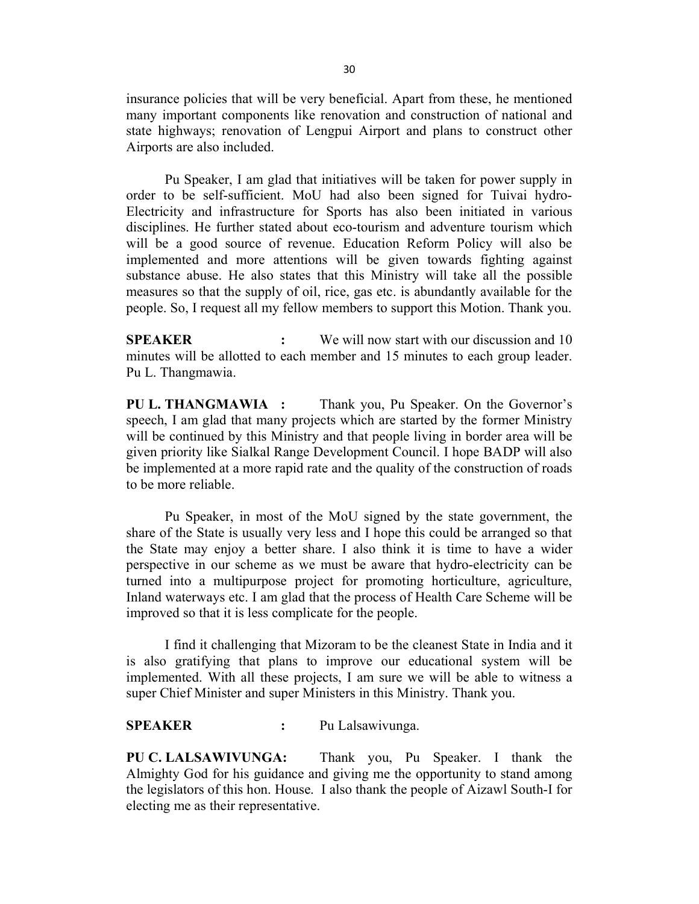insurance policies that will be very beneficial. Apart from these, he mentioned many important components like renovation and construction of national and state highways; renovation of Lengpui Airport and plans to construct other Airports are also included.

Pu Speaker, I am glad that initiatives will be taken for power supply in order to be self-sufficient. MoU had also been signed for Tuivai hydro-Electricity and infrastructure for Sports has also been initiated in various disciplines. He further stated about eco-tourism and adventure tourism which will be a good source of revenue. Education Reform Policy will also be implemented and more attentions will be given towards fighting against substance abuse. He also states that this Ministry will take all the possible measures so that the supply of oil, rice, gas etc. is abundantly available for the people. So, I request all my fellow members to support this Motion. Thank you.

**SPEAKER :** We will now start with our discussion and 10 minutes will be allotted to each member and 15 minutes to each group leader. Pu L. Thangmawia.

**PU L. THANGMAWIA :** Thank you, Pu Speaker. On the Governor's speech, I am glad that many projects which are started by the former Ministry will be continued by this Ministry and that people living in border area will be given priority like Sialkal Range Development Council. I hope BADP will also be implemented at a more rapid rate and the quality of the construction of roads to be more reliable.

Pu Speaker, in most of the MoU signed by the state government, the share of the State is usually very less and I hope this could be arranged so that the State may enjoy a better share. I also think it is time to have a wider perspective in our scheme as we must be aware that hydro-electricity can be turned into a multipurpose project for promoting horticulture, agriculture, Inland waterways etc. I am glad that the process of Health Care Scheme will be improved so that it is less complicate for the people.

I find it challenging that Mizoram to be the cleanest State in India and it is also gratifying that plans to improve our educational system will be implemented. With all these projects, I am sure we will be able to witness a super Chief Minister and super Ministers in this Ministry. Thank you.

**SPEAKER :** Pu Lalsawivunga.

**PU C. LALSAWIVUNGA:** Thank you, Pu Speaker. I thank the Almighty God for his guidance and giving me the opportunity to stand among the legislators of this hon. House. I also thank the people of Aizawl South-I for electing me as their representative.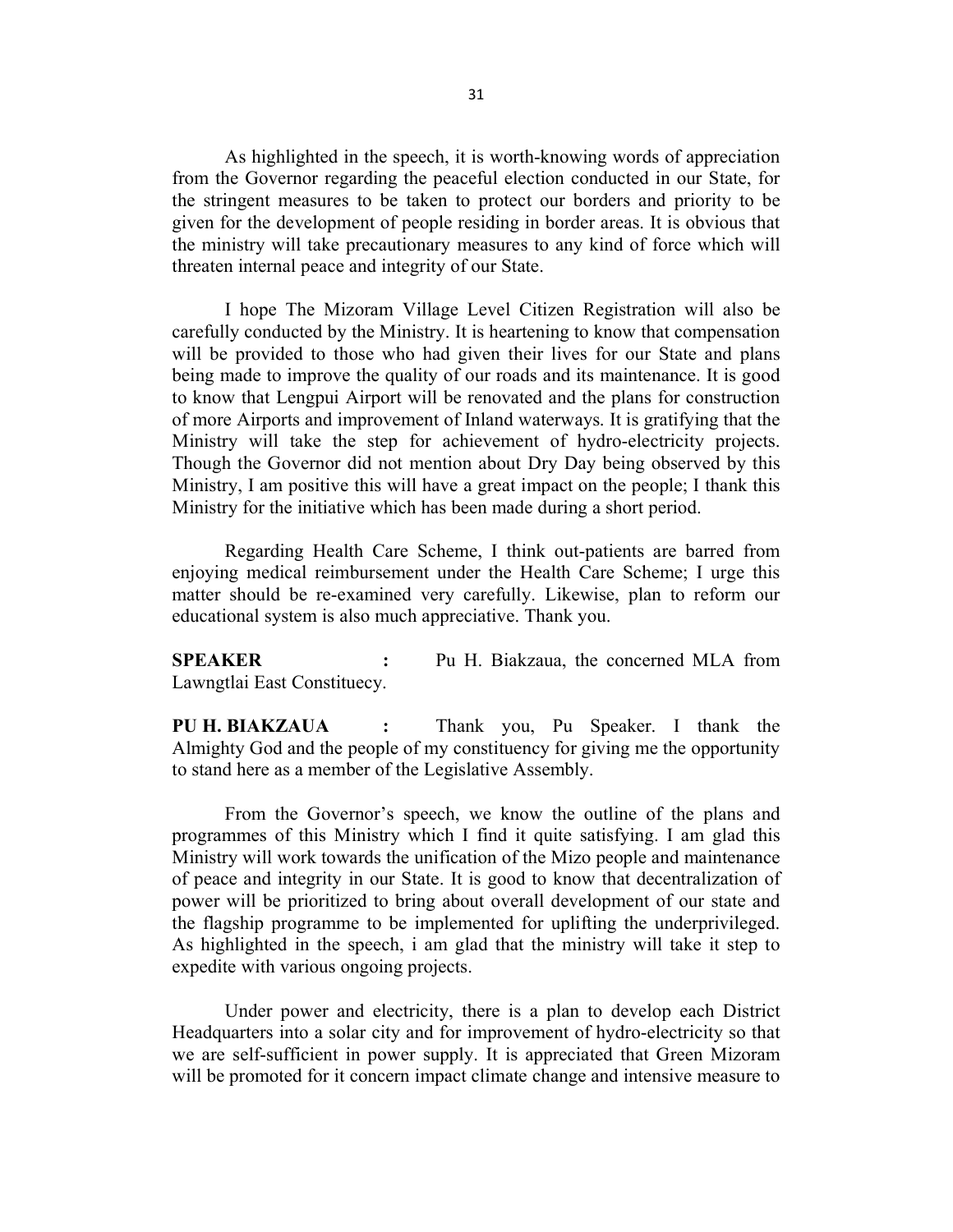As highlighted in the speech, it is worth-knowing words of appreciation from the Governor regarding the peaceful election conducted in our State, for the stringent measures to be taken to protect our borders and priority to be given for the development of people residing in border areas. It is obvious that the ministry will take precautionary measures to any kind of force which will threaten internal peace and integrity of our State.

I hope The Mizoram Village Level Citizen Registration will also be carefully conducted by the Ministry. It is heartening to know that compensation will be provided to those who had given their lives for our State and plans being made to improve the quality of our roads and its maintenance. It is good to know that Lengpui Airport will be renovated and the plans for construction of more Airports and improvement of Inland waterways. It is gratifying that the Ministry will take the step for achievement of hydro-electricity projects. Though the Governor did not mention about Dry Day being observed by this Ministry, I am positive this will have a great impact on the people; I thank this Ministry for the initiative which has been made during a short period.

Regarding Health Care Scheme, I think out-patients are barred from enjoying medical reimbursement under the Health Care Scheme; I urge this matter should be re-examined very carefully. Likewise, plan to reform our educational system is also much appreciative. Thank you.

**SPEAKER :** Pu H. Biakzaua, the concerned MLA from Lawngtlai East Constituecy.

**PU H. BIAKZAUA :** Thank you, Pu Speaker. I thank the Almighty God and the people of my constituency for giving me the opportunity to stand here as a member of the Legislative Assembly.

From the Governor's speech, we know the outline of the plans and programmes of this Ministry which I find it quite satisfying. I am glad this Ministry will work towards the unification of the Mizo people and maintenance of peace and integrity in our State. It is good to know that decentralization of power will be prioritized to bring about overall development of our state and the flagship programme to be implemented for uplifting the underprivileged. As highlighted in the speech, i am glad that the ministry will take it step to expedite with various ongoing projects.

Under power and electricity, there is a plan to develop each District Headquarters into a solar city and for improvement of hydro-electricity so that we are self-sufficient in power supply. It is appreciated that Green Mizoram will be promoted for it concern impact climate change and intensive measure to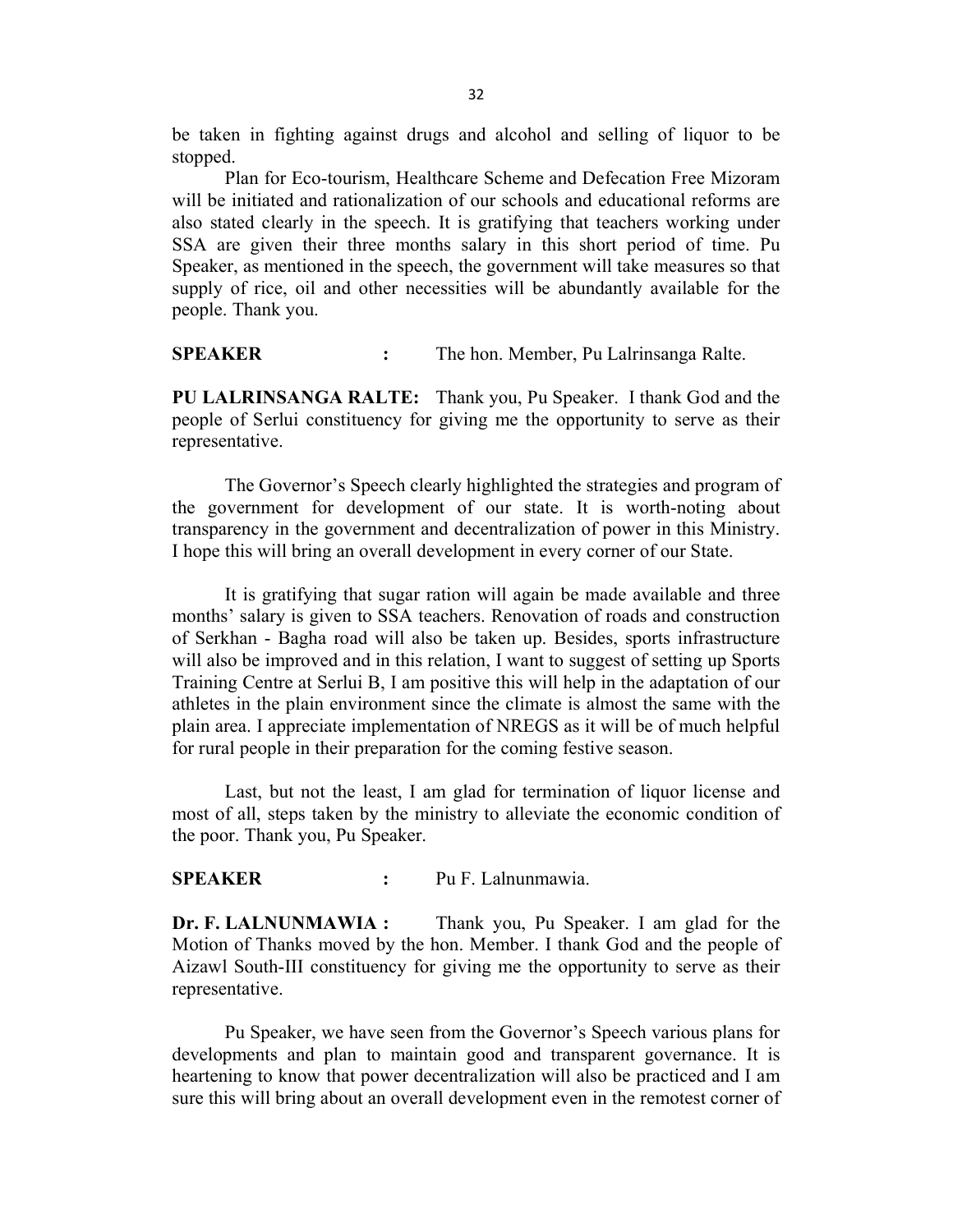be taken in fighting against drugs and alcohol and selling of liquor to be stopped.

Plan for Eco-tourism, Healthcare Scheme and Defecation Free Mizoram will be initiated and rationalization of our schools and educational reforms are also stated clearly in the speech. It is gratifying that teachers working under SSA are given their three months salary in this short period of time. Pu Speaker, as mentioned in the speech, the government will take measures so that supply of rice, oil and other necessities will be abundantly available for the people. Thank you.

**SPEAKER :** The hon. Member, Pu Lalrinsanga Ralte.

**PU LALRINSANGA RALTE:** Thank you, Pu Speaker. I thank God and the people of Serlui constituency for giving me the opportunity to serve as their representative.

The Governor's Speech clearly highlighted the strategies and program of the government for development of our state. It is worth-noting about transparency in the government and decentralization of power in this Ministry. I hope this will bring an overall development in every corner of our State.

It is gratifying that sugar ration will again be made available and three months' salary is given to SSA teachers. Renovation of roads and construction of Serkhan - Bagha road will also be taken up. Besides, sports infrastructure will also be improved and in this relation, I want to suggest of setting up Sports Training Centre at Serlui B, I am positive this will help in the adaptation of our athletes in the plain environment since the climate is almost the same with the plain area. I appreciate implementation of NREGS as it will be of much helpful for rural people in their preparation for the coming festive season.

Last, but not the least, I am glad for termination of liquor license and most of all, steps taken by the ministry to alleviate the economic condition of the poor. Thank you, Pu Speaker.

**SPEAKER :** Pu F. Lalnunmawia.

**Dr. F. LALNUNMAWIA :** Thank you, Pu Speaker. I am glad for the Motion of Thanks moved by the hon. Member. I thank God and the people of Aizawl South-III constituency for giving me the opportunity to serve as their representative.

Pu Speaker, we have seen from the Governor's Speech various plans for developments and plan to maintain good and transparent governance. It is heartening to know that power decentralization will also be practiced and I am sure this will bring about an overall development even in the remotest corner of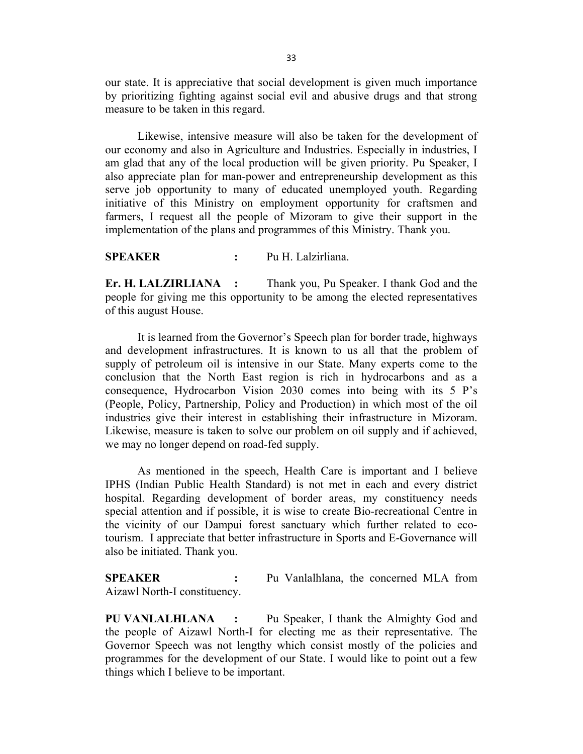our state. It is appreciative that social development is given much importance by prioritizing fighting against social evil and abusive drugs and that strong measure to be taken in this regard.

Likewise, intensive measure will also be taken for the development of our economy and also in Agriculture and Industries. Especially in industries, I am glad that any of the local production will be given priority. Pu Speaker, I also appreciate plan for man-power and entrepreneurship development as this serve job opportunity to many of educated unemployed youth. Regarding initiative of this Ministry on employment opportunity for craftsmen and farmers, I request all the people of Mizoram to give their support in the implementation of the plans and programmes of this Ministry. Thank you.

**SPEAKER :** Pu H. Lalzirliana.

**Er. H. LALZIRLIANA :** Thank you, Pu Speaker. I thank God and the people for giving me this opportunity to be among the elected representatives of this august House.

It is learned from the Governor's Speech plan for border trade, highways and development infrastructures. It is known to us all that the problem of supply of petroleum oil is intensive in our State. Many experts come to the conclusion that the North East region is rich in hydrocarbons and as a consequence, Hydrocarbon Vision 2030 comes into being with its 5 P's (People, Policy, Partnership, Policy and Production) in which most of the oil industries give their interest in establishing their infrastructure in Mizoram. Likewise, measure is taken to solve our problem on oil supply and if achieved, we may no longer depend on road-fed supply.

As mentioned in the speech, Health Care is important and I believe IPHS (Indian Public Health Standard) is not met in each and every district hospital. Regarding development of border areas, my constituency needs special attention and if possible, it is wise to create Bio-recreational Centre in the vicinity of our Dampui forest sanctuary which further related to eco-tourism. I appreciate that better infrastructure in Sports and E-Governance will also be initiated. Thank you.

**SPEAKER :** Pu Vanlalhlana, the concerned MLA from Aizawl North-I constituency.

**PU VANLALHLANA :** Pu Speaker, I thank the Almighty God and the people of Aizawl North-I for electing me as their representative. The Governor Speech was not lengthy which consist mostly of the policies and programmes for the development of our State. I would like to point out a few things which I believe to be important.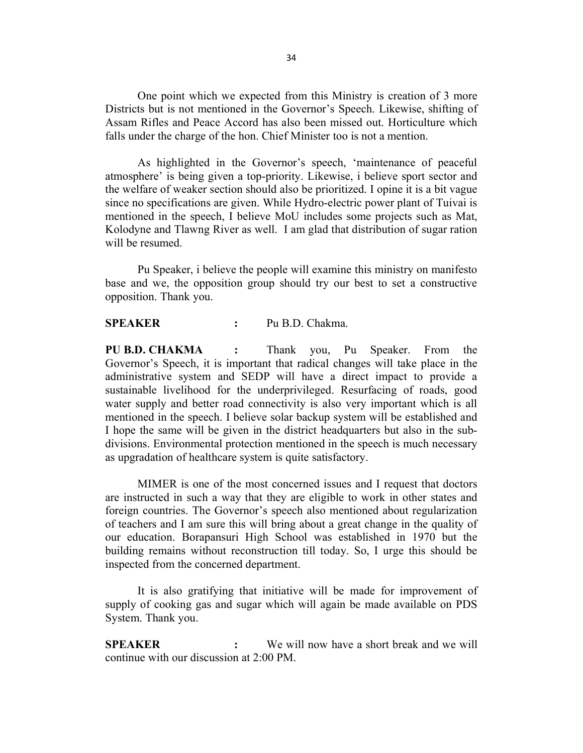One point which we expected from this Ministry is creation of 3 more Districts but is not mentioned in the Governor's Speech. Likewise, shifting of Assam Rifles and Peace Accord has also been missed out. Horticulture which falls under the charge of the hon. Chief Minister too is not a mention.

As highlighted in the Governor's speech, 'maintenance of peaceful atmosphere' is being given a top-priority. Likewise, i believe sport sector and the welfare of weaker section should also be prioritized. I opine it is a bit vague since no specifications are given. While Hydro-electric power plant of Tuivai is mentioned in the speech, I believe MoU includes some projects such as Mat, Kolodyne and Tlawng River as well. I am glad that distribution of sugar ration will be resumed.

Pu Speaker, i believe the people will examine this ministry on manifesto base and we, the opposition group should try our best to set a constructive opposition. Thank you.

**SPEAKER** : Pu B.D. Chakma.

**PU B.D. CHAKMA** : Thank you, Pu Speaker. From the Governor's Speech, it is important that radical changes will take place in the administrative system and SEDP will have a direct impact to provide a sustainable livelihood for the underprivileged. Resurfacing of roads, good water supply and better road connectivity is also very important which is all mentioned in the speech. I believe solar backup system will be established and I hope the same will be given in the district headquarters but also in the sub-divisions. Environmental protection mentioned in the speech is much necessary as upgradation of healthcare system is quite satisfactory.

MIMER is one of the most concerned issues and I request that doctors are instructed in such a way that they are eligible to work in other states and foreign countries. The Governor's speech also mentioned about regularization of teachers and I am sure this will bring about a great change in the quality of our education. Borapansuri High School was established in 1970 but the building remains without reconstruction till today. So, I urge this should be inspected from the concerned department.

It is also gratifying that initiative will be made for improvement of supply of cooking gas and sugar which will again be made available on PDS System. Thank you.

**SPEAKER** : We will now have a short break and we will continue with our discussion at 2:00 PM.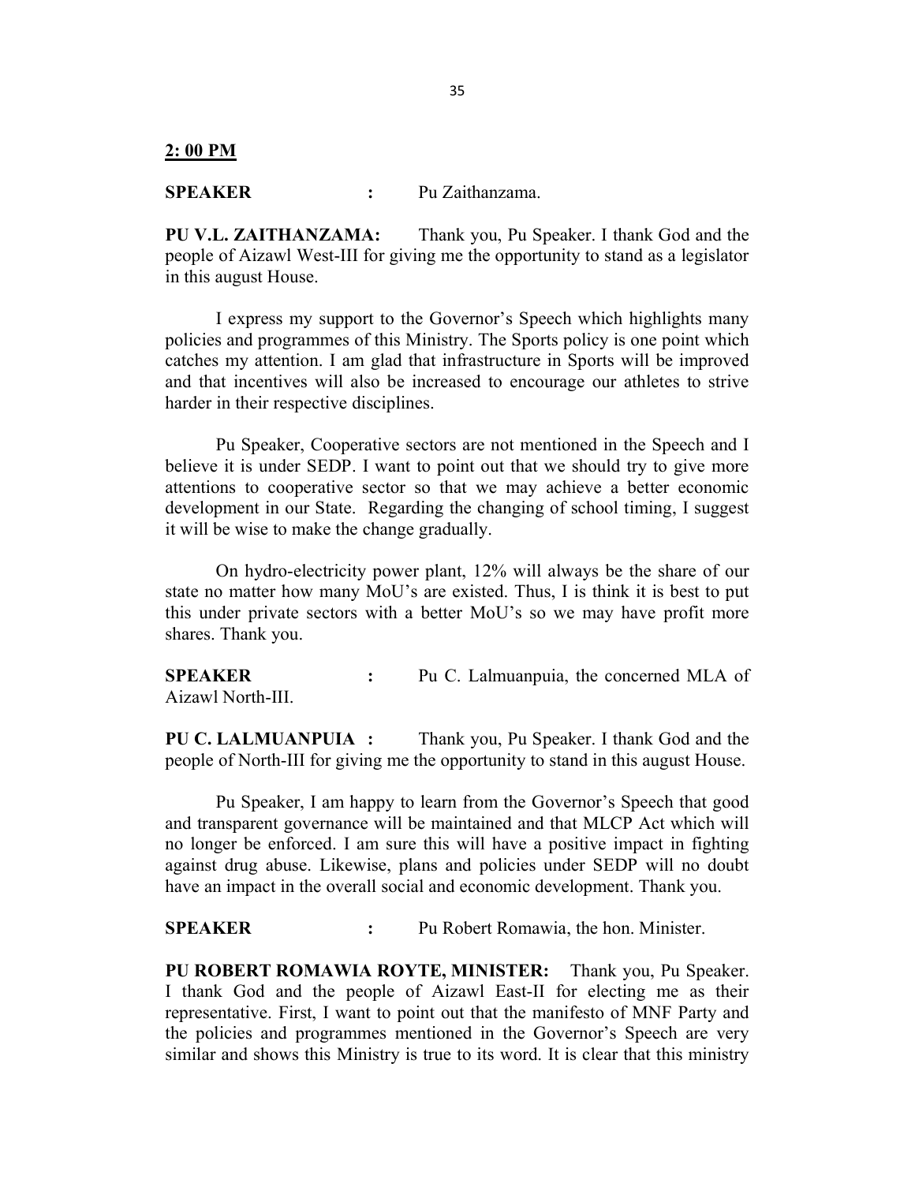**2: 00 PM**

**SPEAKER** : Pu Zaithanzama.

**PU V.L. ZAITHANZAMA:** Thank you, Pu Speaker. I thank God and the people of Aizawl West-III for giving me the opportunity to stand as a legislator in this august House.

I express my support to the Governor's Speech which highlights many policies and programmes of this Ministry. The Sports policy is one point which catches my attention. I am glad that infrastructure in Sports will be improved and that incentives will also be increased to encourage our athletes to strive harder in their respective disciplines.

Pu Speaker, Cooperative sectors are not mentioned in the Speech and I believe it is under SEDP. I want to point out that we should try to give more attentions to cooperative sector so that we may achieve a better economic development in our State. Regarding the changing of school timing, I suggest it will be wise to make the change gradually.

On hydro-electricity power plant, 12% will always be the share of our state no matter how many MoU's are existed. Thus, I is think it is best to put this under private sectors with a better MoU's so we may have profit more shares. Thank you.

**SPEAKER** : Pu C. Lalmuanpuia, the concerned MLA of Aizawl North-III.

**PU C. LALMUANPUIA :** Thank you, Pu Speaker. I thank God and the people of North-III for giving me the opportunity to stand in this august House.

Pu Speaker, I am happy to learn from the Governor's Speech that good and transparent governance will be maintained and that MLCP Act which will no longer be enforced. I am sure this will have a positive impact in fighting against drug abuse. Likewise, plans and policies under SEDP will no doubt have an impact in the overall social and economic development. Thank you.

**SPEAKER** : Pu Robert Romawia, the hon. Minister.

**PU ROBERT ROMAWIA ROYTE, MINISTER:** Thank you, Pu Speaker. I thank God and the people of Aizawl East-II for electing me as their representative. First, I want to point out that the manifesto of MNF Party and the policies and programmes mentioned in the Governor's Speech are very similar and shows this Ministry is true to its word. It is clear that this ministry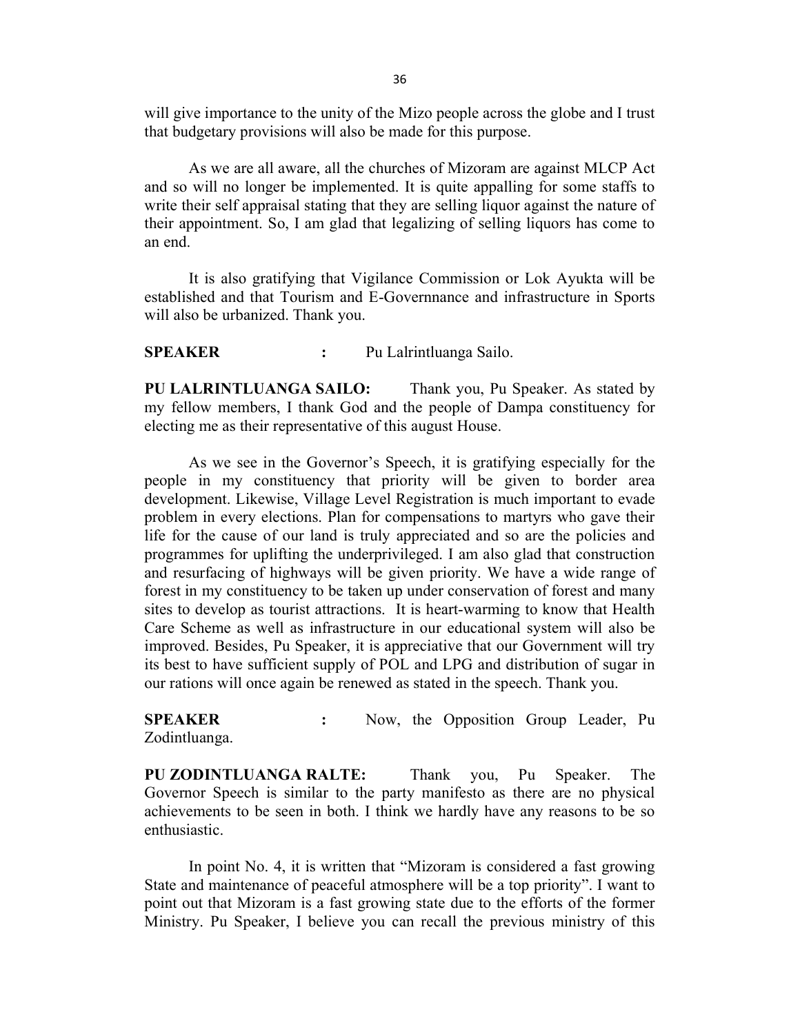will give importance to the unity of the Mizo people across the globe and I trust that budgetary provisions will also be made for this purpose.

As we are all aware, all the churches of Mizoram are against MLCP Act and so will no longer be implemented. It is quite appalling for some staffs to write their self appraisal stating that they are selling liquor against the nature of their appointment. So, I am glad that legalizing of selling liquors has come to an end.

It is also gratifying that Vigilance Commission or Lok Ayukta will be established and that Tourism and E-Governnance and infrastructure in Sports will also be urbanized. Thank you.

**SPEAKER** : Pu Lalrintluanga Sailo.

**PU LALRINTLUANGA SAILO:** Thank you, Pu Speaker. As stated by my fellow members, I thank God and the people of Dampa constituency for electing me as their representative of this august House.

As we see in the Governor's Speech, it is gratifying especially for the people in my constituency that priority will be given to border area development. Likewise, Village Level Registration is much important to evade problem in every elections. Plan for compensations to martyrs who gave their life for the cause of our land is truly appreciated and so are the policies and programmes for uplifting the underprivileged. I am also glad that construction and resurfacing of highways will be given priority. We have a wide range of forest in my constituency to be taken up under conservation of forest and many sites to develop as tourist attractions. It is heart-warming to know that Health Care Scheme as well as infrastructure in our educational system will also be improved. Besides, Pu Speaker, it is appreciative that our Government will try its best to have sufficient supply of POL and LPG and distribution of sugar in our rations will once again be renewed as stated in the speech. Thank you.

**SPEAKER** : Now, the Opposition Group Leader, Pu Zodintluanga.

**PU ZODINTLUANGA RALTE:** Thank you, Pu Speaker. The Governor Speech is similar to the party manifesto as there are no physical achievements to be seen in both. I think we hardly have any reasons to be so enthusiastic.

In point No. 4, it is written that "Mizoram is considered a fast growing State and maintenance of peaceful atmosphere will be a top priority". I want to point out that Mizoram is a fast growing state due to the efforts of the former Ministry. Pu Speaker, I believe you can recall the previous ministry of this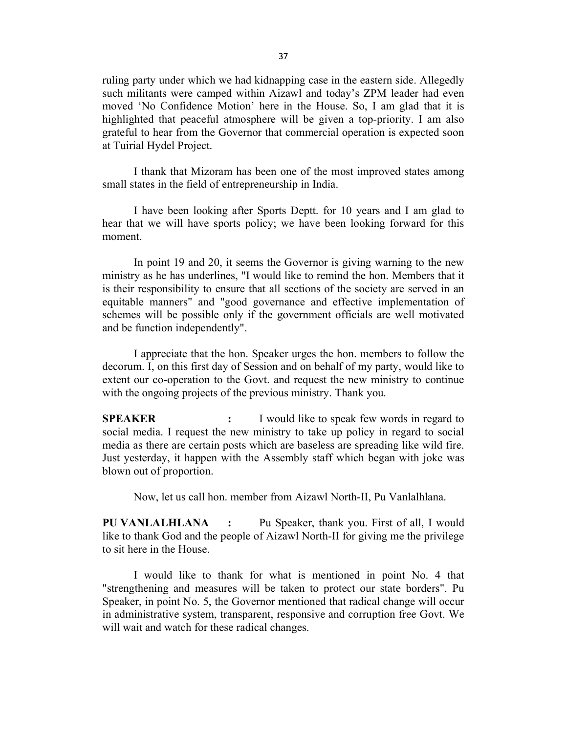ruling party under which we had kidnapping case in the eastern side. Allegedly such militants were camped within Aizawl and today's ZPM leader had even moved 'No Confidence Motion' here in the House. So, I am glad that it is highlighted that peaceful atmosphere will be given a top-priority. I am also grateful to hear from the Governor that commercial operation is expected soon at Tuirial Hydel Project.

I thank that Mizoram has been one of the most improved states among small states in the field of entrepreneurship in India.

I have been looking after Sports Deptt. for 10 years and I am glad to hear that we will have sports policy; we have been looking forward for this moment.

In point 19 and 20, it seems the Governor is giving warning to the new ministry as he has underlines, "I would like to remind the hon. Members that it is their responsibility to ensure that all sections of the society are served in an equitable manners" and "good governance and effective implementation of schemes will be possible only if the government officials are well motivated and be function independently".

I appreciate that the hon. Speaker urges the hon. members to follow the decorum. I, on this first day of Session and on behalf of my party, would like to extent our co-operation to the Govt. and request the new ministry to continue with the ongoing projects of the previous ministry. Thank you.

**SPEAKER** : I would like to speak few words in regard to social media. I request the new ministry to take up policy in regard to social media as there are certain posts which are baseless are spreading like wild fire. Just yesterday, it happen with the Assembly staff which began with joke was blown out of proportion.

Now, let us call hon. member from Aizawl North-II, Pu Vanlalhlana.

**PU VANLALHLANA** : Pu Speaker, thank you. First of all, I would like to thank God and the people of Aizawl North-II for giving me the privilege to sit here in the House.

I would like to thank for what is mentioned in point No. 4 that "strengthening and measures will be taken to protect our state borders". Pu Speaker, in point No. 5, the Governor mentioned that radical change will occur in administrative system, transparent, responsive and corruption free Govt. We will wait and watch for these radical changes.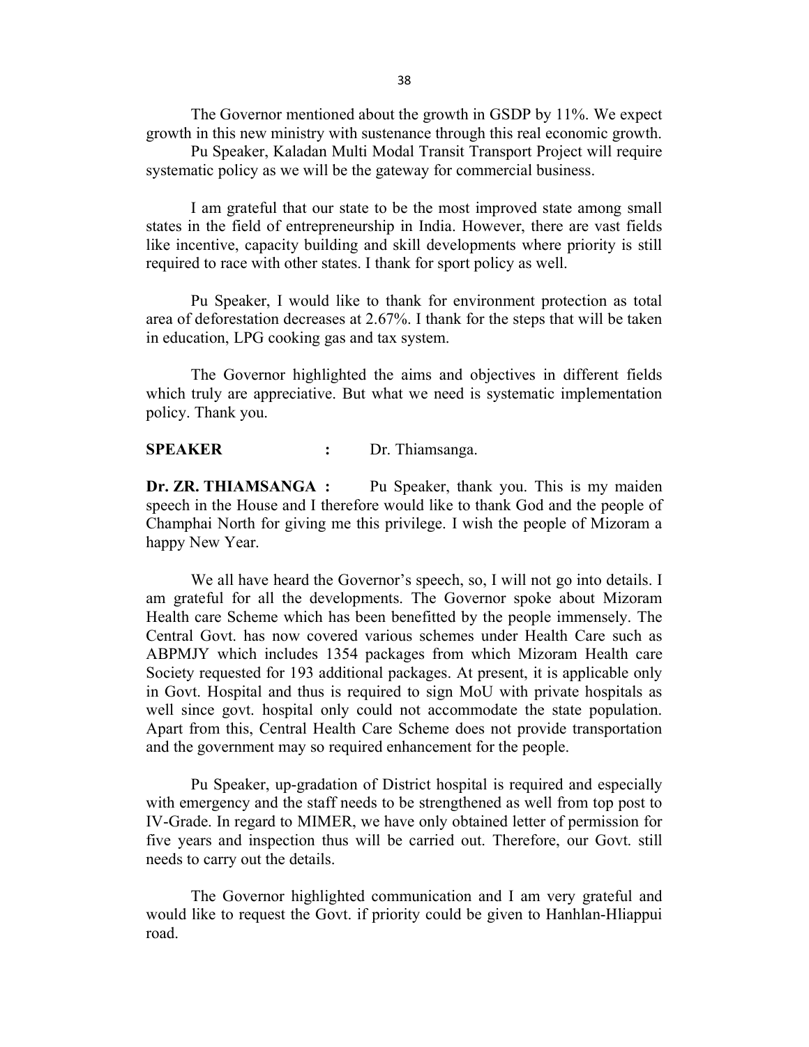The Governor mentioned about the growth in GSDP by 11%. We expect growth in this new ministry with sustenance through this real economic growth.

Pu Speaker, Kaladan Multi Modal Transit Transport Project will require systematic policy as we will be the gateway for commercial business.

I am grateful that our state to be the most improved state among small states in the field of entrepreneurship in India. However, there are vast fields like incentive, capacity building and skill developments where priority is still required to race with other states. I thank for sport policy as well.

Pu Speaker, I would like to thank for environment protection as total area of deforestation decreases at 2.67%. I thank for the steps that will be taken in education, LPG cooking gas and tax system.

The Governor highlighted the aims and objectives in different fields which truly are appreciative. But what we need is systematic implementation policy. Thank you.

**SPEAKER :** Dr. Thiamsanga.

**Dr. ZR. THIAMSANGA :** Pu Speaker, thank you. This is my maiden speech in the House and I therefore would like to thank God and the people of Champhai North for giving me this privilege. I wish the people of Mizoram a happy New Year.

We all have heard the Governor's speech, so, I will not go into details. I am grateful for all the developments. The Governor spoke about Mizoram Health care Scheme which has been benefitted by the people immensely. The Central Govt. has now covered various schemes under Health Care such as ABPMJY which includes 1354 packages from which Mizoram Health care Society requested for 193 additional packages. At present, it is applicable only in Govt. Hospital and thus is required to sign MoU with private hospitals as well since govt. hospital only could not accommodate the state population. Apart from this, Central Health Care Scheme does not provide transportation and the government may so required enhancement for the people.

Pu Speaker, up-gradation of District hospital is required and especially with emergency and the staff needs to be strengthened as well from top post to IV-Grade. In regard to MIMER, we have only obtained letter of permission for five years and inspection thus will be carried out. Therefore, our Govt. still needs to carry out the details.

The Governor highlighted communication and I am very grateful and would like to request the Govt. if priority could be given to Hanhlan-Hliappui road.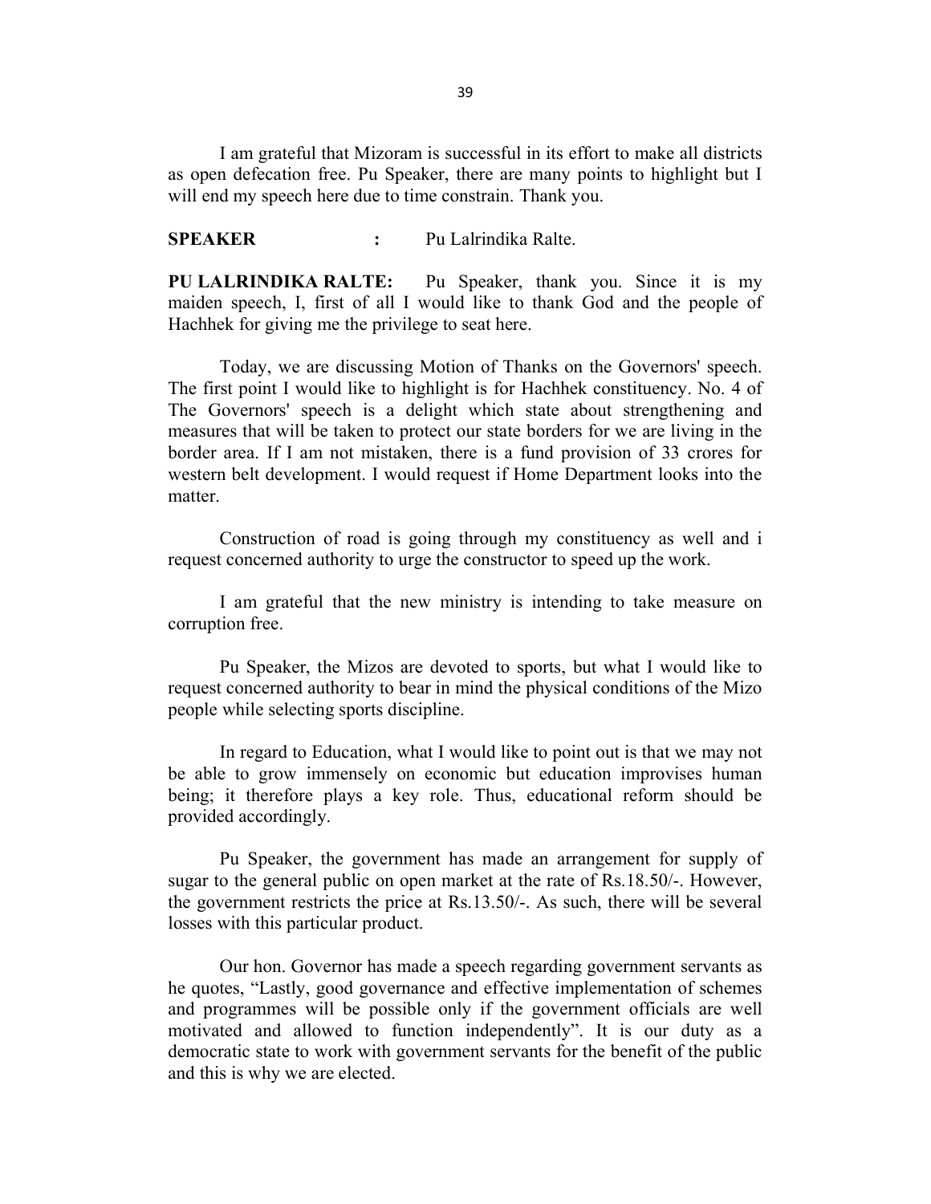I am grateful that Mizoram is successful in its effort to make all districts as open defecation free. Pu Speaker, there are many points to highlight but I will end my speech here due to time constrain. Thank you.

**SPEAKER** : Pu Lalrindika Ralte.

**PU LALRINDIKA RALTE:** Pu Speaker, thank you. Since it is my maiden speech, I, first of all I would like to thank God and the people of Hachhek for giving me the privilege to seat here.

Today, we are discussing Motion of Thanks on the Governors' speech. The first point I would like to highlight is for Hachhek constituency. No. 4 of The Governors' speech is a delight which state about strengthening and measures that will be taken to protect our state borders for we are living in the border area. If I am not mistaken, there is a fund provision of 33 crores for western belt development. I would request if Home Department looks into the matter.

Construction of road is going through my constituency as well and i request concerned authority to urge the constructor to speed up the work.

I am grateful that the new ministry is intending to take measure on corruption free.

Pu Speaker, the Mizos are devoted to sports, but what I would like to request concerned authority to bear in mind the physical conditions of the Mizo people while selecting sports discipline.

In regard to Education, what I would like to point out is that we may not be able to grow immensely on economic but education improvises human being; it therefore plays a key role. Thus, educational reform should be provided accordingly.

Pu Speaker, the government has made an arrangement for supply of sugar to the general public on open market at the rate of Rs.18.50/-. However, the government restricts the price at Rs.13.50/-. As such, there will be several losses with this particular product.

Our hon. Governor has made a speech regarding government servants as he quotes, "Lastly, good governance and effective implementation of schemes and programmes will be possible only if the government officials are well motivated and allowed to function independently". It is our duty as a democratic state to work with government servants for the benefit of the public and this is why we are elected.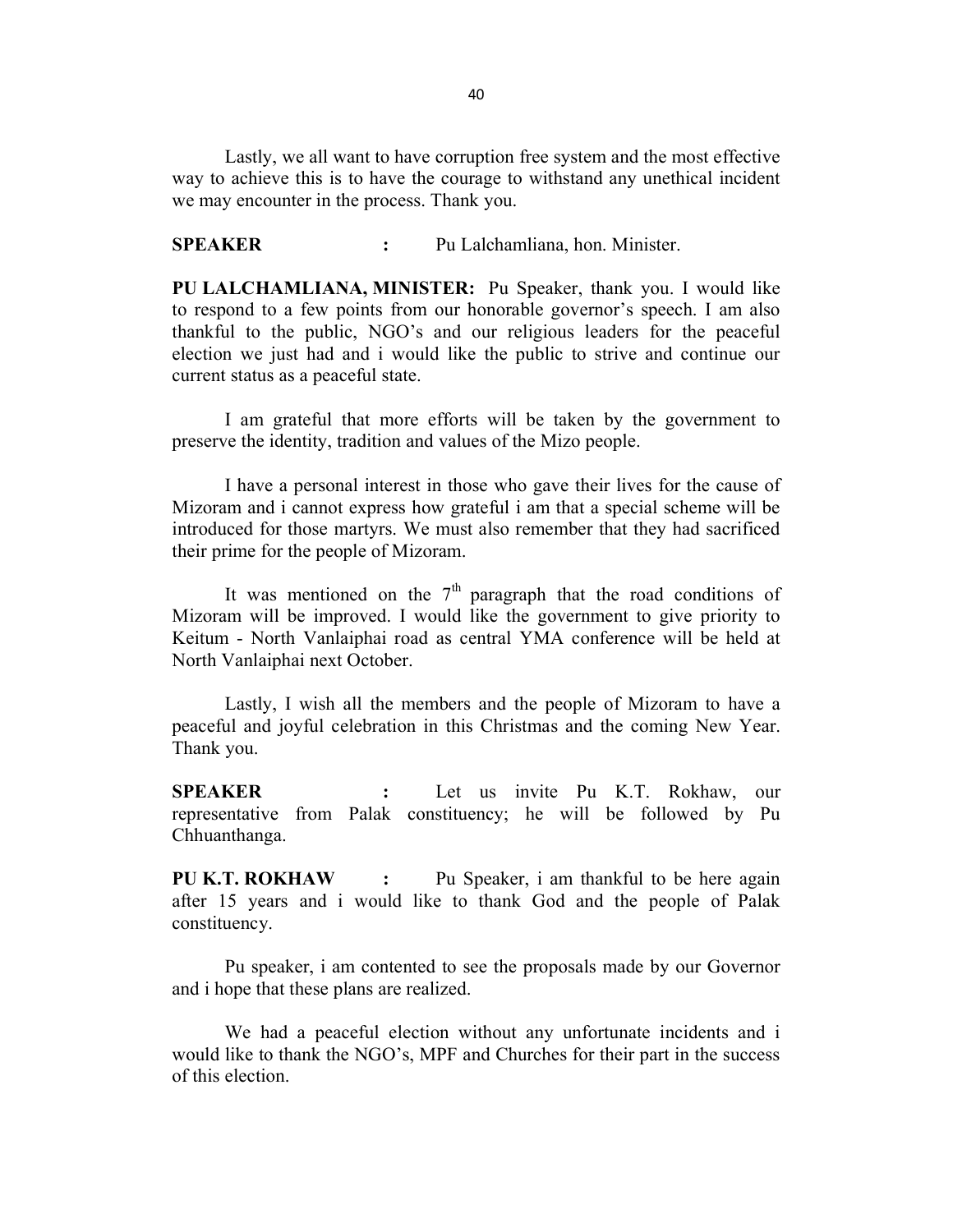Lastly, we all want to have corruption free system and the most effective way to achieve this is to have the courage to withstand any unethical incident we may encounter in the process. Thank you.

**SPEAKER :** Pu Lalchamliana, hon. Minister.

**PU LALCHAMLIANA, MINISTER:** Pu Speaker, thank you. I would like to respond to a few points from our honorable governor's speech. I am also thankful to the public, NGO's and our religious leaders for the peaceful election we just had and i would like the public to strive and continue our current status as a peaceful state.

I am grateful that more efforts will be taken by the government to preserve the identity, tradition and values of the Mizo people.

I have a personal interest in those who gave their lives for the cause of Mizoram and i cannot express how grateful i am that a special scheme will be introduced for those martyrs. We must also remember that they had sacrificed their prime for the people of Mizoram.

It was mentioned on the 7th paragraph that the road conditions of Mizoram will be improved. I would like the government to give priority to Keitum - North Vanlaiphai road as central YMA conference will be held at North Vanlaiphai next October.

Lastly, I wish all the members and the people of Mizoram to have a peaceful and joyful celebration in this Christmas and the coming New Year. Thank you.

**SPEAKER :** Let us invite Pu K.T. Rokhaw, our representative from Palak constituency; he will be followed by Pu Chhuanthanga.

**PU K.T. ROKHAW :** Pu Speaker, i am thankful to be here again after 15 years and i would like to thank God and the people of Palak constituency.

Pu speaker, i am contented to see the proposals made by our Governor and i hope that these plans are realized.

We had a peaceful election without any unfortunate incidents and i would like to thank the NGO's, MPF and Churches for their part in the success of this election.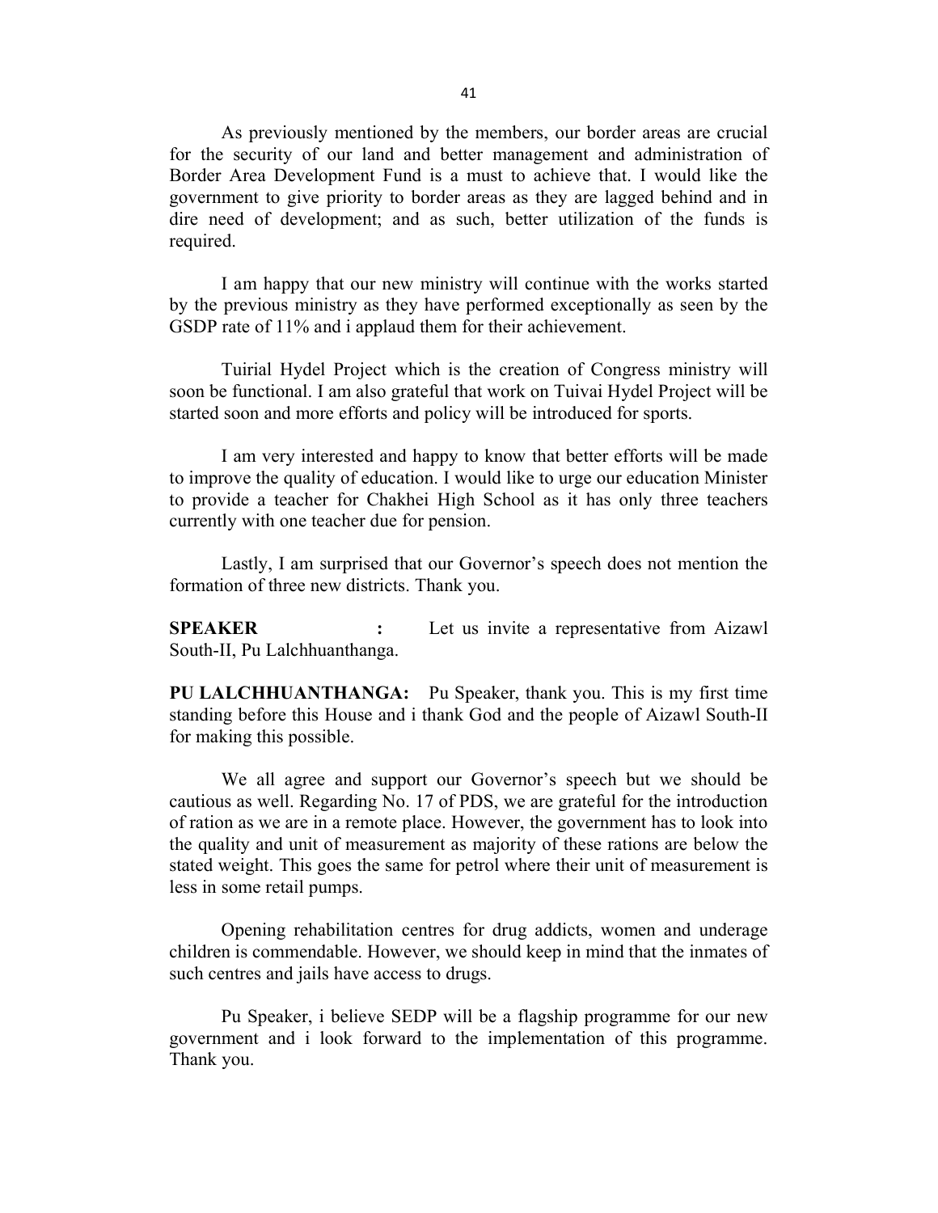As previously mentioned by the members, our border areas are crucial for the security of our land and better management and administration of Border Area Development Fund is a must to achieve that. I would like the government to give priority to border areas as they are lagged behind and in dire need of development; and as such, better utilization of the funds is required.

I am happy that our new ministry will continue with the works started by the previous ministry as they have performed exceptionally as seen by the GSDP rate of 11% and i applaud them for their achievement.

Tuirial Hydel Project which is the creation of Congress ministry will soon be functional. I am also grateful that work on Tuivai Hydel Project will be started soon and more efforts and policy will be introduced for sports.

I am very interested and happy to know that better efforts will be made to improve the quality of education. I would like to urge our education Minister to provide a teacher for Chakhei High School as it has only three teachers currently with one teacher due for pension.

Lastly, I am surprised that our Governor's speech does not mention the formation of three new districts. Thank you.

**SPEAKER :** Let us invite a representative from Aizawl South-II, Pu Lalchhuanthanga.

**PU LALCHHUANTHANGA:** Pu Speaker, thank you. This is my first time standing before this House and i thank God and the people of Aizawl South-II for making this possible.

We all agree and support our Governor's speech but we should be cautious as well. Regarding No. 17 of PDS, we are grateful for the introduction of ration as we are in a remote place. However, the government has to look into the quality and unit of measurement as majority of these rations are below the stated weight. This goes the same for petrol where their unit of measurement is less in some retail pumps.

Opening rehabilitation centres for drug addicts, women and underage children is commendable. However, we should keep in mind that the inmates of such centres and jails have access to drugs.

Pu Speaker, i believe SEDP will be a flagship programme for our new government and i look forward to the implementation of this programme. Thank you.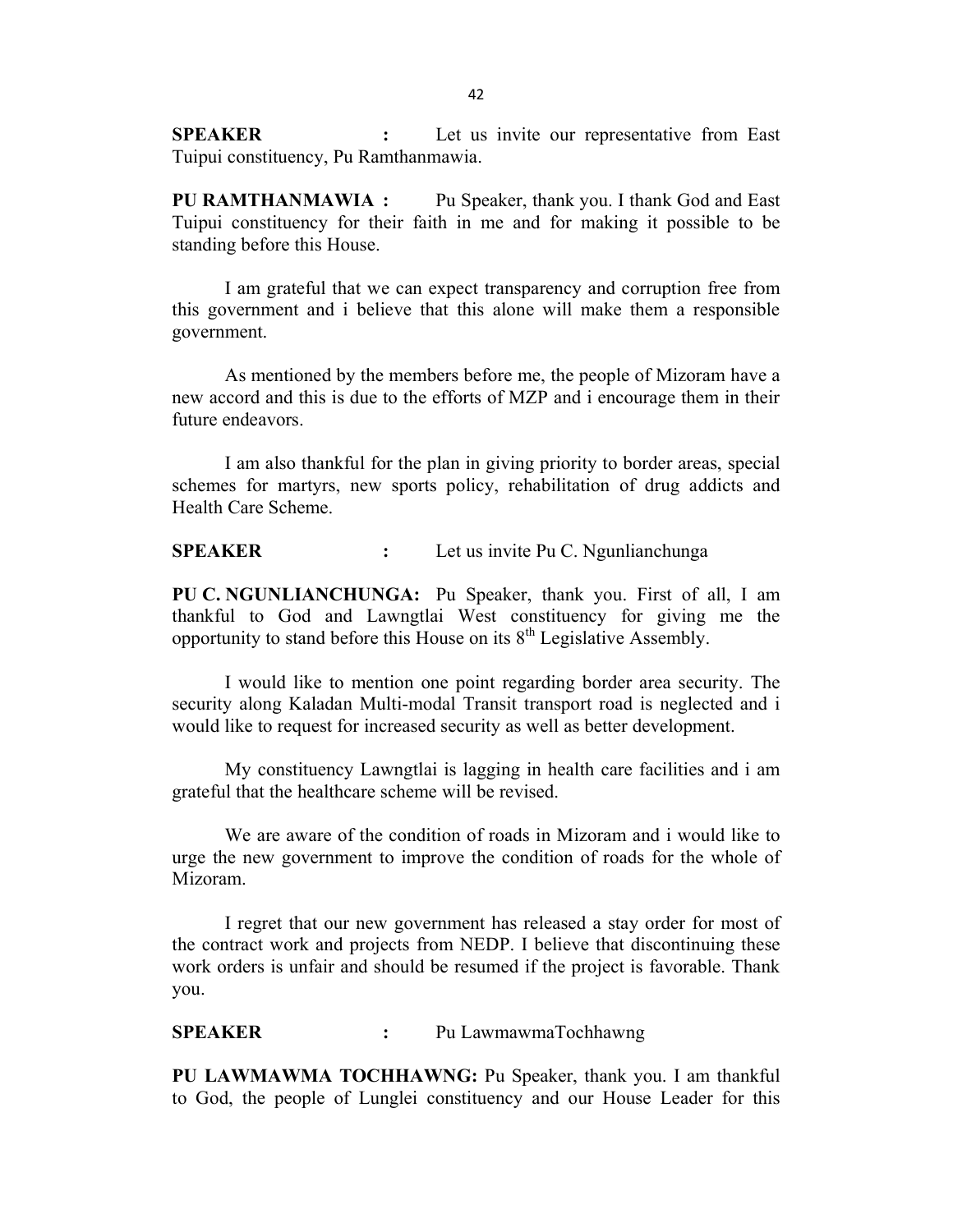**SPEAKER :** Let us invite our representative from East Tuipui constituency, Pu Ramthanmawia.

**PU RAMTHANMAWIA :** Pu Speaker, thank you. I thank God and East Tuipui constituency for their faith in me and for making it possible to be standing before this House.

I am grateful that we can expect transparency and corruption free from this government and i believe that this alone will make them a responsible government.

As mentioned by the members before me, the people of Mizoram have a new accord and this is due to the efforts of MZP and i encourage them in their future endeavors.

I am also thankful for the plan in giving priority to border areas, special schemes for martyrs, new sports policy, rehabilitation of drug addicts and Health Care Scheme.

**SPEAKER :** Let us invite Pu C. Ngunlianchunga

**PU C. NGUNLIANCHUNGA:** Pu Speaker, thank you. First of all, I am thankful to God and Lawngtlai West constituency for giving me the opportunity to stand before this House on its 8th Legislative Assembly.

I would like to mention one point regarding border area security. The security along Kaladan Multi-modal Transit transport road is neglected and i would like to request for increased security as well as better development.

My constituency Lawngtlai is lagging in health care facilities and i am grateful that the healthcare scheme will be revised.

We are aware of the condition of roads in Mizoram and i would like to urge the new government to improve the condition of roads for the whole of Mizoram.

I regret that our new government has released a stay order for most of the contract work and projects from NEDP. I believe that discontinuing these work orders is unfair and should be resumed if the project is favorable. Thank you.

**SPEAKER :** Pu LawmawmaTochhawng

**PU LAWMAWMA TOCHHAWNG:** Pu Speaker, thank you. I am thankful to God, the people of Lunglei constituency and our House Leader for this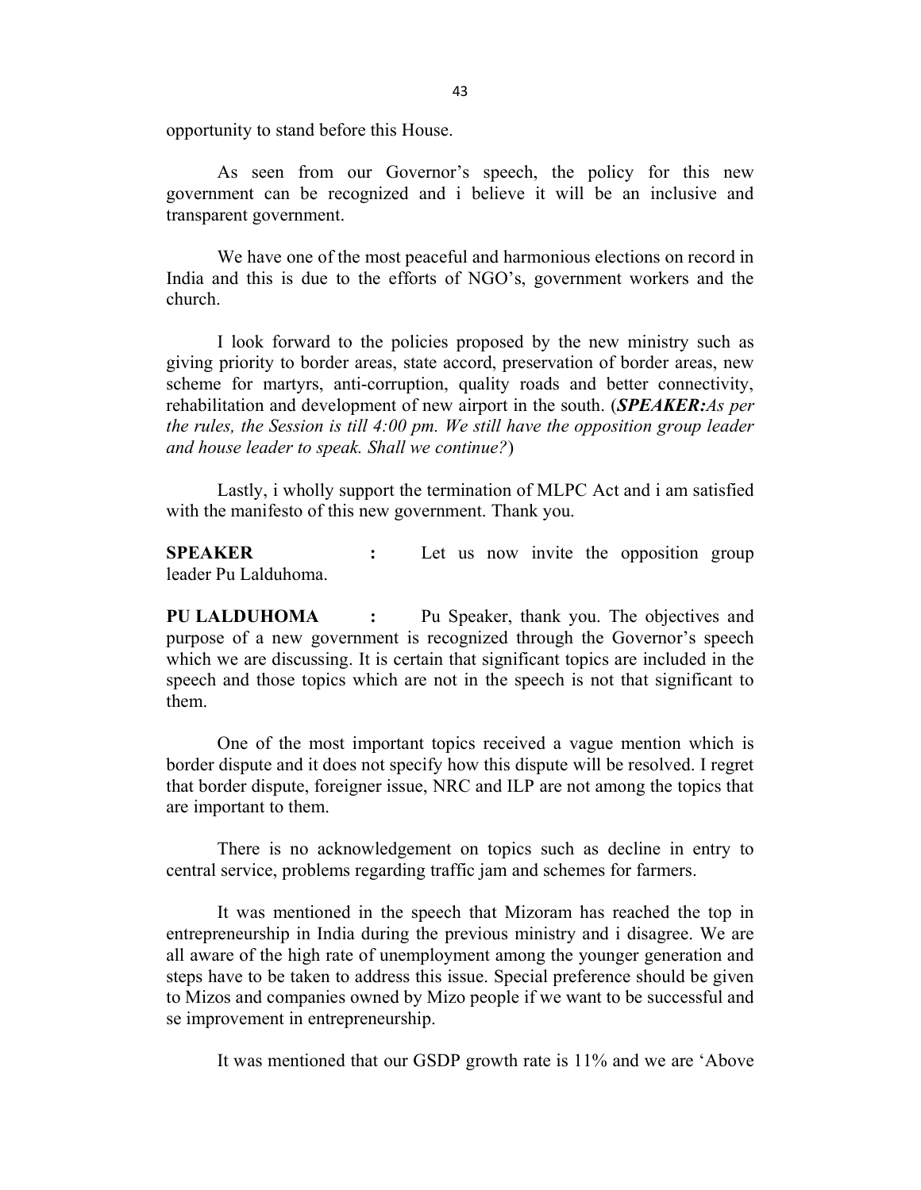opportunity to stand before this House.

As seen from our Governor's speech, the policy for this new government can be recognized and i believe it will be an inclusive and transparent government.

We have one of the most peaceful and harmonious elections on record in India and this is due to the efforts of NGO's, government workers and the church.

I look forward to the policies proposed by the new ministry such as giving priority to border areas, state accord, preservation of border areas, new scheme for martyrs, anti-corruption, quality roads and better connectivity, rehabilitation and development of new airport in the south. (***SPEAKER:****As per the rules, the Session is till 4:00 pm. We still have the opposition group leader and house leader to speak. Shall we continue?*)

Lastly, i wholly support the termination of MLPC Act and i am satisfied with the manifesto of this new government. Thank you.

**SPEAKER** : Let us now invite the opposition group leader Pu Lalduhoma.

**PU LALDUHOMA** : Pu Speaker, thank you. The objectives and purpose of a new government is recognized through the Governor's speech which we are discussing. It is certain that significant topics are included in the speech and those topics which are not in the speech is not that significant to them.

One of the most important topics received a vague mention which is border dispute and it does not specify how this dispute will be resolved. I regret that border dispute, foreigner issue, NRC and ILP are not among the topics that are important to them.

There is no acknowledgement on topics such as decline in entry to central service, problems regarding traffic jam and schemes for farmers.

It was mentioned in the speech that Mizoram has reached the top in entrepreneurship in India during the previous ministry and i disagree. We are all aware of the high rate of unemployment among the younger generation and steps have to be taken to address this issue. Special preference should be given to Mizos and companies owned by Mizo people if we want to be successful and se improvement in entrepreneurship.

It was mentioned that our GSDP growth rate is 11% and we are 'Above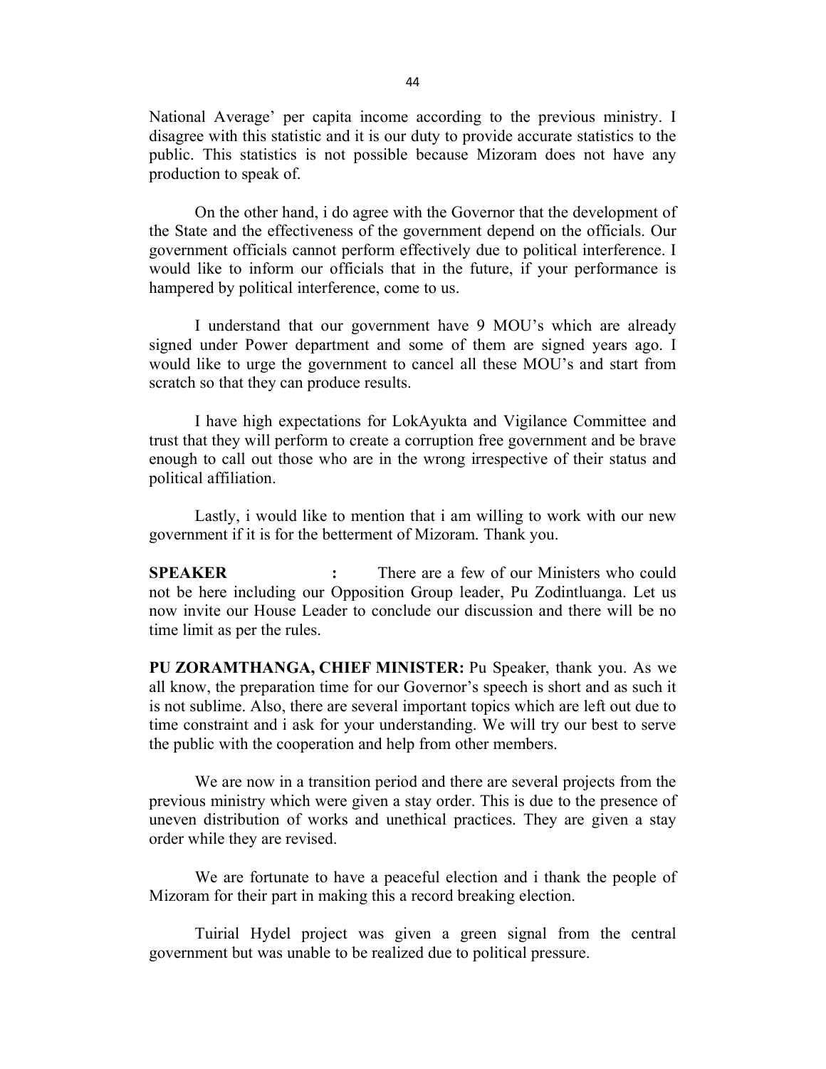National Average' per capita income according to the previous ministry. I disagree with this statistic and it is our duty to provide accurate statistics to the public. This statistics is not possible because Mizoram does not have any production to speak of.

On the other hand, i do agree with the Governor that the development of the State and the effectiveness of the government depend on the officials. Our government officials cannot perform effectively due to political interference. I would like to inform our officials that in the future, if your performance is hampered by political interference, come to us.

I understand that our government have 9 MOU's which are already signed under Power department and some of them are signed years ago. I would like to urge the government to cancel all these MOU's and start from scratch so that they can produce results.

I have high expectations for LokAyukta and Vigilance Committee and trust that they will perform to create a corruption free government and be brave enough to call out those who are in the wrong irrespective of their status and political affiliation.

Lastly, i would like to mention that i am willing to work with our new government if it is for the betterment of Mizoram. Thank you.

**SPEAKER :** There are a few of our Ministers who could not be here including our Opposition Group leader, Pu Zodintluanga. Let us now invite our House Leader to conclude our discussion and there will be no time limit as per the rules.

**PU ZORAMTHANGA, CHIEF MINISTER:** Pu Speaker, thank you. As we all know, the preparation time for our Governor's speech is short and as such it is not sublime. Also, there are several important topics which are left out due to time constraint and i ask for your understanding. We will try our best to serve the public with the cooperation and help from other members.

We are now in a transition period and there are several projects from the previous ministry which were given a stay order. This is due to the presence of uneven distribution of works and unethical practices. They are given a stay order while they are revised.

We are fortunate to have a peaceful election and i thank the people of Mizoram for their part in making this a record breaking election.

Tuirial Hydel project was given a green signal from the central government but was unable to be realized due to political pressure.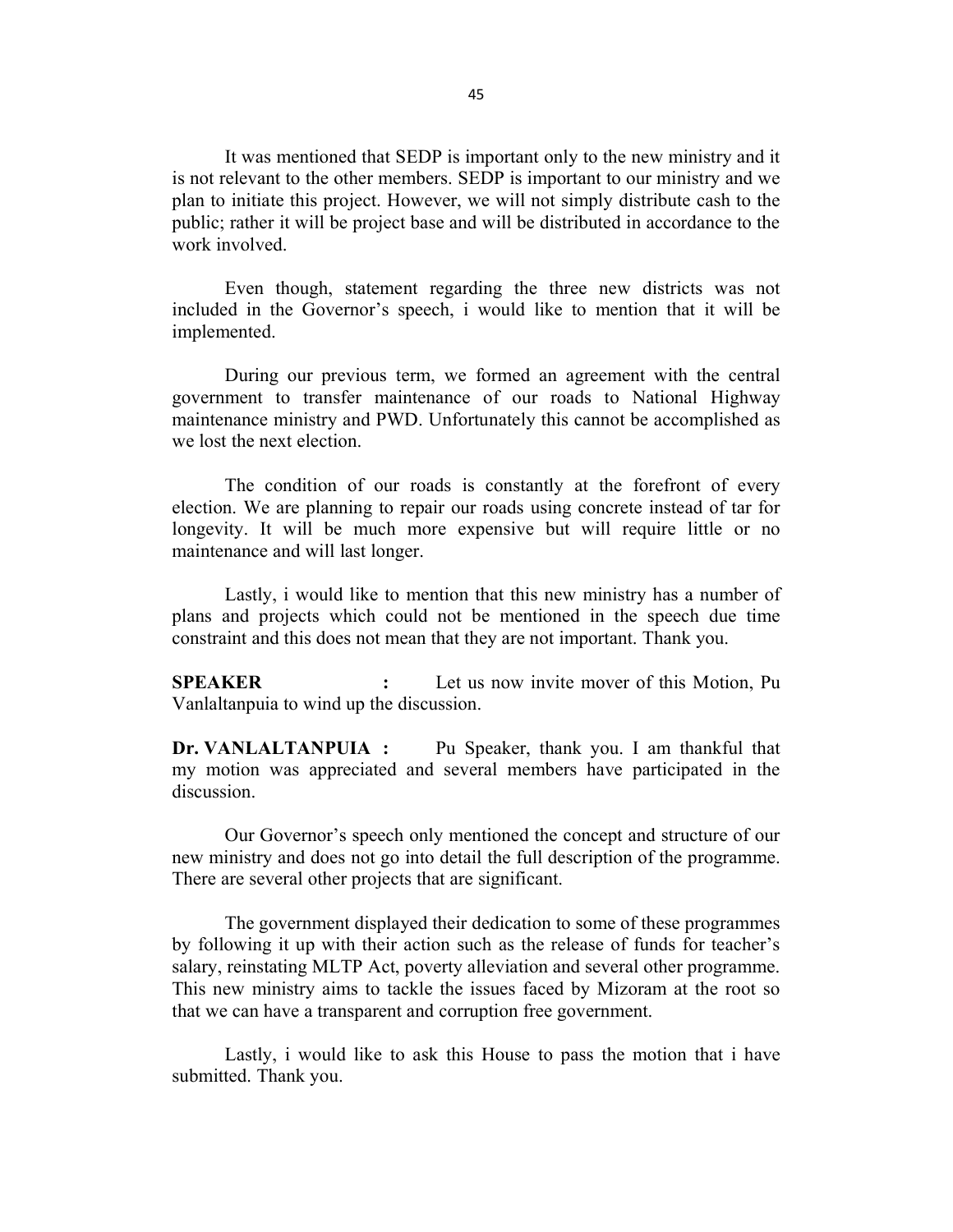It was mentioned that SEDP is important only to the new ministry and it is not relevant to the other members. SEDP is important to our ministry and we plan to initiate this project. However, we will not simply distribute cash to the public; rather it will be project base and will be distributed in accordance to the work involved.

Even though, statement regarding the three new districts was not included in the Governor's speech, i would like to mention that it will be implemented.

During our previous term, we formed an agreement with the central government to transfer maintenance of our roads to National Highway maintenance ministry and PWD. Unfortunately this cannot be accomplished as we lost the next election.

The condition of our roads is constantly at the forefront of every election. We are planning to repair our roads using concrete instead of tar for longevity. It will be much more expensive but will require little or no maintenance and will last longer.

Lastly, i would like to mention that this new ministry has a number of plans and projects which could not be mentioned in the speech due time constraint and this does not mean that they are not important. Thank you.

**SPEAKER** **:** Let us now invite mover of this Motion, Pu Vanlaltanpuia to wind up the discussion.

**Dr. VANLALTANPUIA :** Pu Speaker, thank you. I am thankful that my motion was appreciated and several members have participated in the discussion.

Our Governor's speech only mentioned the concept and structure of our new ministry and does not go into detail the full description of the programme. There are several other projects that are significant.

The government displayed their dedication to some of these programmes by following it up with their action such as the release of funds for teacher's salary, reinstating MLTP Act, poverty alleviation and several other programme. This new ministry aims to tackle the issues faced by Mizoram at the root so that we can have a transparent and corruption free government.

Lastly, i would like to ask this House to pass the motion that i have submitted. Thank you.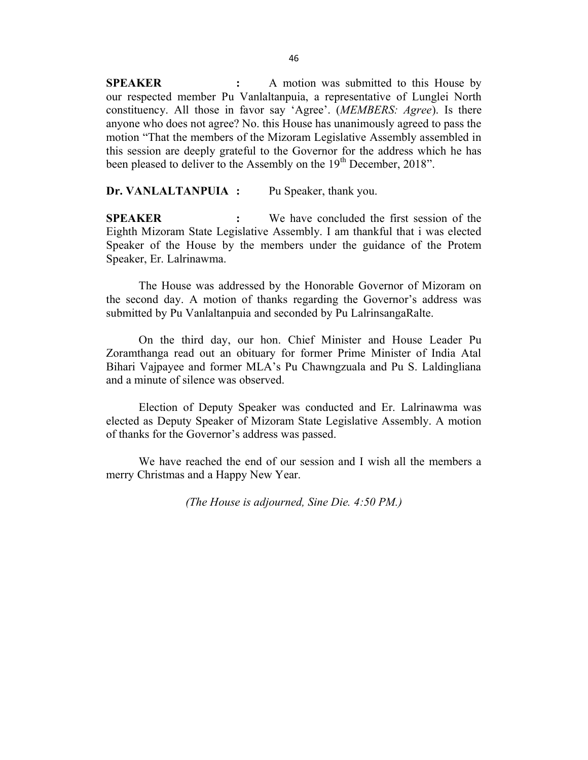**SPEAKER :** A motion was submitted to this House by our respected member Pu Vanlaltanpuia, a representative of Lunglei North constituency. All those in favor say 'Agree'. (*MEMBERS: Agree*). Is there anyone who does not agree? No. this House has unanimously agreed to pass the motion "That the members of the Mizoram Legislative Assembly assembled in this session are deeply grateful to the Governor for the address which he has been pleased to deliver to the Assembly on the 19th December, 2018".

**Dr. VANLALTANPUIA :** Pu Speaker, thank you.

**SPEAKER :** We have concluded the first session of the Eighth Mizoram State Legislative Assembly. I am thankful that i was elected Speaker of the House by the members under the guidance of the Protem Speaker, Er. Lalrinawma.

The House was addressed by the Honorable Governor of Mizoram on the second day. A motion of thanks regarding the Governor's address was submitted by Pu Vanlaltanpuia and seconded by Pu LalrinsangaRalte.

On the third day, our hon. Chief Minister and House Leader Pu Zoramthanga read out an obituary for former Prime Minister of India Atal Bihari Vajpayee and former MLA's Pu Chawngzuala and Pu S. Laldingliana and a minute of silence was observed.

Election of Deputy Speaker was conducted and Er. Lalrinawma was elected as Deputy Speaker of Mizoram State Legislative Assembly. A motion of thanks for the Governor's address was passed.

We have reached the end of our session and I wish all the members a merry Christmas and a Happy New Year.

*(The House is adjourned, Sine Die. 4:50 PM.)*